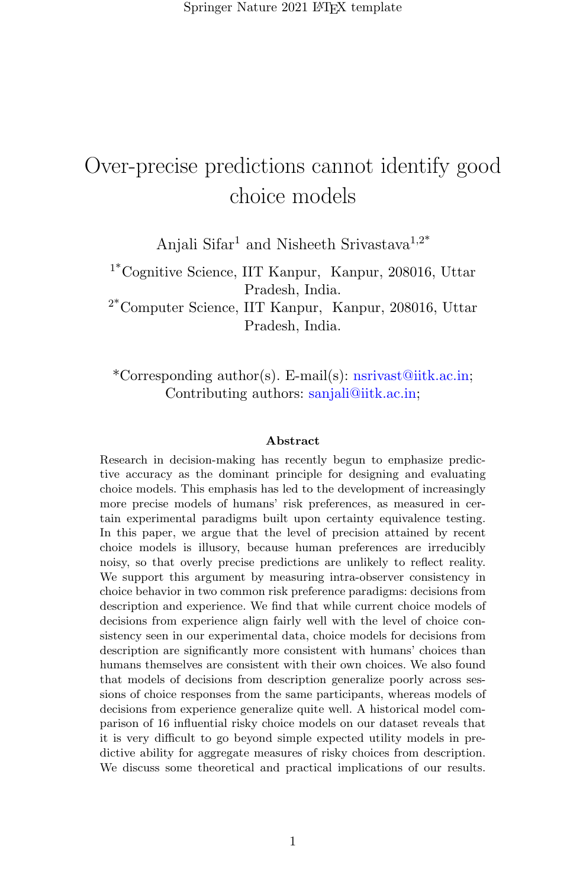# Over-precise predictions cannot identify good choice models

Anjali Sifar[1] and Nisheeth Srivastava[1,2*]

[1*]Cognitive Science, IIT Kanpur, Kanpur, 208016, Uttar Pradesh, India.

[2*]Computer Science, IIT Kanpur, Kanpur, 208016, Uttar Pradesh, India.

*Corresponding author(s). E-mail(s): nsrivast@iitk.ac.in; Contributing authors: sanjali@iitk.ac.in;

## Abstract

Research in decision-making has recently begun to emphasize predictive accuracy as the dominant principle for designing and evaluating choice models. This emphasis has led to the development of increasingly more precise models of humans' risk preferences, as measured in certain experimental paradigms built upon certainty equivalence testing. In this paper, we argue that the level of precision attained by recent choice models is illusory, because human preferences are irreducibly noisy, so that overly precise predictions are unlikely to reflect reality. We support this argument by measuring intra-observer consistency in choice behavior in two common risk preference paradigms: decisions from description and experience. We find that while current choice models of decisions from experience align fairly well with the level of choice consistency seen in our experimental data, choice models for decisions from description are significantly more consistent with humans' choices than humans themselves are consistent with their own choices. We also found that models of decisions from description generalize poorly across sessions of choice responses from the same participants, whereas models of decisions from experience generalize quite well. A historical model comparison of 16 influential risky choice models on our dataset reveals that it is very difficult to go beyond simple expected utility models in predictive ability for aggregate measures of risky choices from description. We discuss some theoretical and practical implications of our results.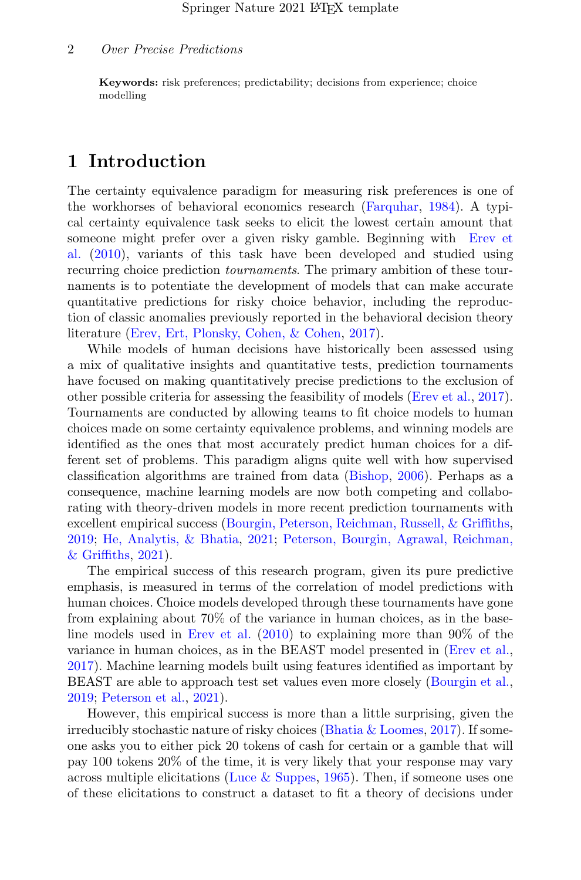**Keywords:** risk preferences; predictability; decisions from experience; choice modelling

# 1 Introduction

The certainty equivalence paradigm for measuring risk preferences is one of the workhorses of behavioral economics research (Farquhar, 1984). A typical certainty equivalence task seeks to elicit the lowest certain amount that someone might prefer over a given risky gamble. Beginning with Erev et al. (2010), variants of this task have been developed and studied using recurring choice prediction *tournaments*. The primary ambition of these tournaments is to potentiate the development of models that can make accurate quantitative predictions for risky choice behavior, including the reproduction of classic anomalies previously reported in the behavioral decision theory literature (Erev, Ert, Plonsky, Cohen, & Cohen, 2017).

While models of human decisions have historically been assessed using a mix of qualitative insights and quantitative tests, prediction tournaments have focused on making quantitatively precise predictions to the exclusion of other possible criteria for assessing the feasibility of models (Erev et al., 2017). Tournaments are conducted by allowing teams to fit choice models to human choices made on some certainty equivalence problems, and winning models are identified as the ones that most accurately predict human choices for a different set of problems. This paradigm aligns quite well with how supervised classification algorithms are trained from data (Bishop, 2006). Perhaps as a consequence, machine learning models are now both competing and collaborating with theory-driven models in more recent prediction tournaments with excellent empirical success (Bourgin, Peterson, Reichman, Russell, & Griffiths, 2019; He, Analytis, & Bhatia, 2021; Peterson, Bourgin, Agrawal, Reichman, & Griffiths, 2021).

The empirical success of this research program, given its pure predictive emphasis, is measured in terms of the correlation of model predictions with human choices. Choice models developed through these tournaments have gone from explaining about 70% of the variance in human choices, as in the baseline models used in Erev et al. (2010) to explaining more than 90% of the variance in human choices, as in the BEAST model presented in (Erev et al., 2017). Machine learning models built using features identified as important by BEAST are able to approach test set values even more closely (Bourgin et al., 2019; Peterson et al., 2021).

However, this empirical success is more than a little surprising, given the irreducibly stochastic nature of risky choices (Bhatia & Loomes, 2017). If someone asks you to either pick 20 tokens of cash for certain or a gamble that will pay 100 tokens 20% of the time, it is very likely that your response may vary across multiple elicitations (Luce & Suppes, 1965). Then, if someone uses one of these elicitations to construct a dataset to fit a theory of decisions under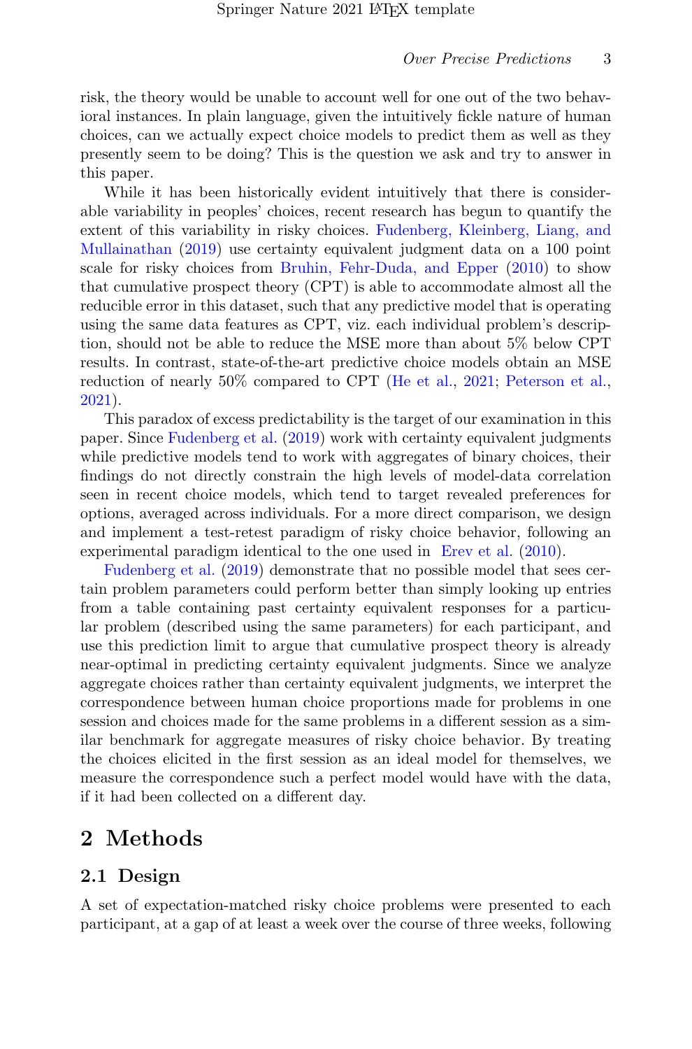risk, the theory would be unable to account well for one out of the two behavioral instances. In plain language, given the intuitively fickle nature of human choices, can we actually expect choice models to predict them as well as they presently seem to be doing? This is the question we ask and try to answer in this paper.

While it has been historically evident intuitively that there is considerable variability in peoples' choices, recent research has begun to quantify the extent of this variability in risky choices. Fudenberg, Kleinberg, Liang, and Mullainathan (2019) use certainty equivalent judgment data on a 100 point scale for risky choices from Bruhin, Fehr-Duda, and Epper (2010) to show that cumulative prospect theory (CPT) is able to accommodate almost all the reducible error in this dataset, such that any predictive model that is operating using the same data features as CPT, viz. each individual problem's description, should not be able to reduce the MSE more than about 5% below CPT results. In contrast, state-of-the-art predictive choice models obtain an MSE reduction of nearly 50% compared to CPT (He et al., 2021; Peterson et al., 2021).

This paradox of excess predictability is the target of our examination in this paper. Since Fudenberg et al. (2019) work with certainty equivalent judgments while predictive models tend to work with aggregates of binary choices, their findings do not directly constrain the high levels of model-data correlation seen in recent choice models, which tend to target revealed preferences for options, averaged across individuals. For a more direct comparison, we design and implement a test-retest paradigm of risky choice behavior, following an experimental paradigm identical to the one used in Erev et al. (2010).

Fudenberg et al. (2019) demonstrate that no possible model that sees certain problem parameters could perform better than simply looking up entries from a table containing past certainty equivalent responses for a particular problem (described using the same parameters) for each participant, and use this prediction limit to argue that cumulative prospect theory is already near-optimal in predicting certainty equivalent judgments. Since we analyze aggregate choices rather than certainty equivalent judgments, we interpret the correspondence between human choice proportions made for problems in one session and choices made for the same problems in a different session as a similar benchmark for aggregate measures of risky choice behavior. By treating the choices elicited in the first session as an ideal model for themselves, we measure the correspondence such a perfect model would have with the data, if it had been collected on a different day.

# 2 Methods

## 2.1 Design

A set of expectation-matched risky choice problems were presented to each participant, at a gap of at least a week over the course of three weeks, following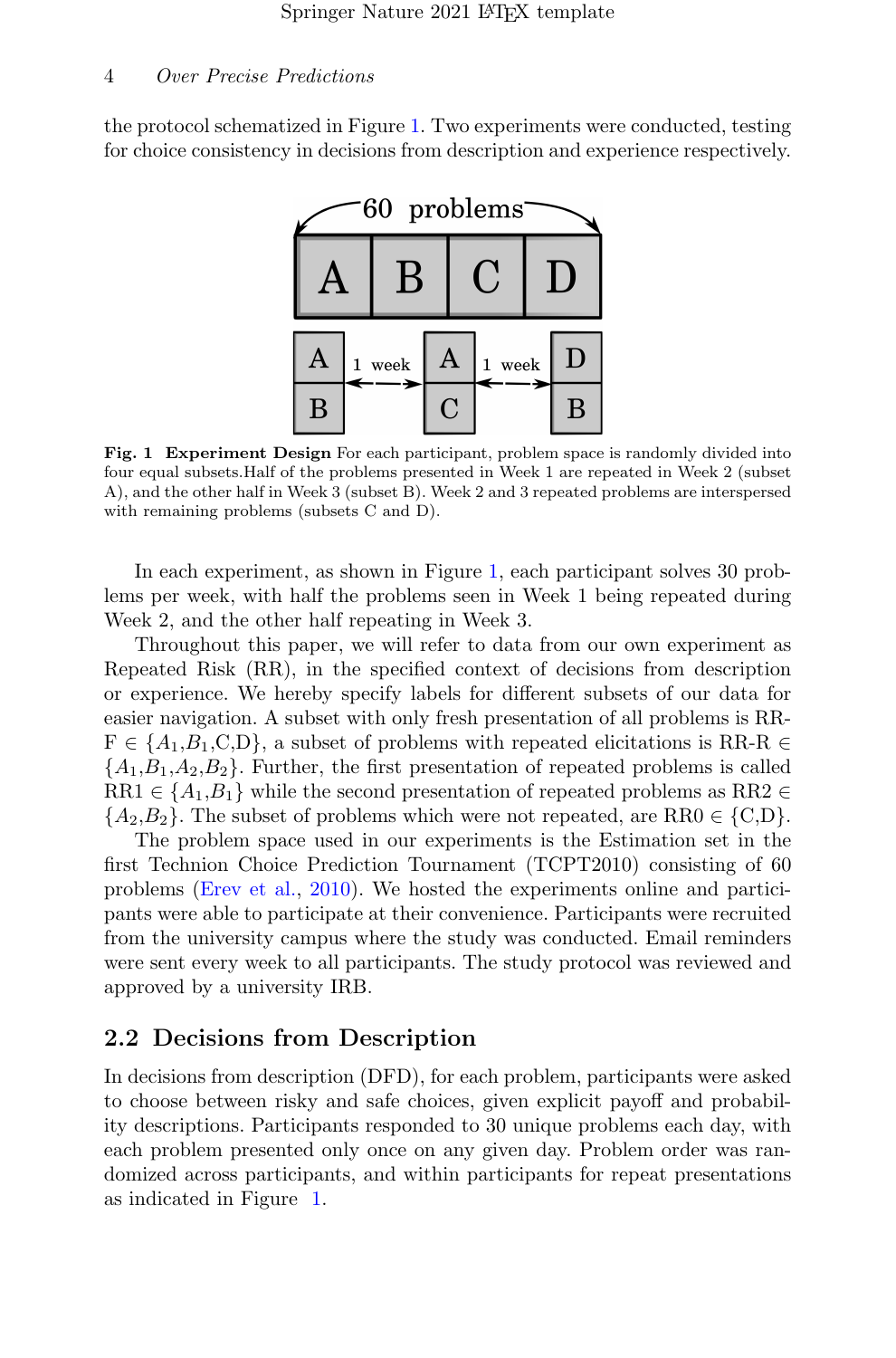the protocol schematized in Figure 1. Two experiments were conducted, testing for choice consistency in decisions from description and experience respectively.

**Fig. 1 Experiment Design** For each participant, problem space is randomly divided into four equal subsets.Half of the problems presented in Week 1 are repeated in Week 2 (subset A), and the other half in Week 3 (subset B). Week 2 and 3 repeated problems are interspersed with remaining problems (subsets C and D).

In each experiment, as shown in Figure 1, each participant solves 30 problems per week, with half the problems seen in Week 1 being repeated during Week 2, and the other half repeating in Week 3.

Throughout this paper, we will refer to data from our own experiment as Repeated Risk (RR), in the specified context of decisions from description or experience. We hereby specify labels for different subsets of our data for easier navigation. A subset with only fresh presentation of all problems is RR-F $\in \{A_1, B_1, C, D\}$, a subset of problems with repeated elicitations is RR-R $\in \{A_1, B_1, A_2, B_2\}$. Further, the first presentation of repeated problems is called RR1 $\in \{A_1, B_1\}$ while the second presentation of repeated problems as RR2 $\in \{A_2, B_2\}$. The subset of problems which were not repeated, are RR0 $\in \{C, D\}$.

The problem space used in our experiments is the Estimation set in the first Technion Choice Prediction Tournament (TCPT2010) consisting of 60 problems (Erev et al., 2010). We hosted the experiments online and participants were able to participate at their convenience. Participants were recruited from the university campus where the study was conducted. Email reminders were sent every week to all participants. The study protocol was reviewed and approved by a university IRB.

## 2.2 Decisions from Description

In decisions from description (DFD), for each problem, participants were asked to choose between risky and safe choices, given explicit payoff and probability descriptions. Participants responded to 30 unique problems each day, with each problem presented only once on any given day. Problem order was randomized across participants, and within participants for repeat presentations as indicated in Figure 1.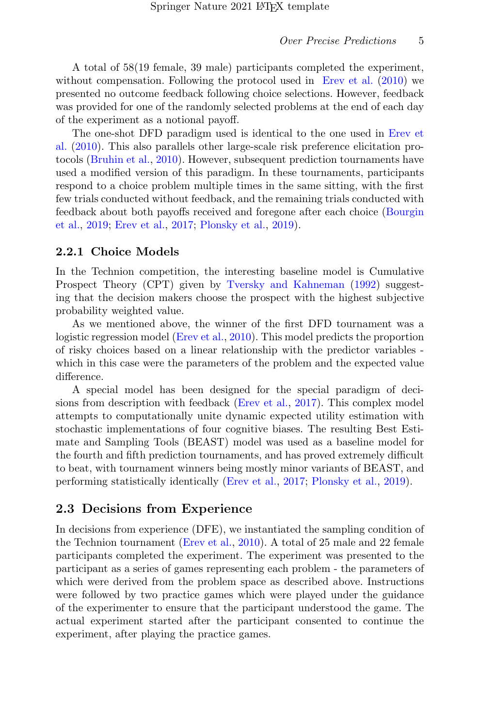A total of 58(19 female, 39 male) participants completed the experiment, without compensation. Following the protocol used in Erev et al. (2010) we presented no outcome feedback following choice selections. However, feedback was provided for one of the randomly selected problems at the end of each day of the experiment as a notional payoff.

The one-shot DFD paradigm used is identical to the one used in Erev et al. (2010). This also parallels other large-scale risk preference elicitation protocols (Bruhin et al., 2010). However, subsequent prediction tournaments have used a modified version of this paradigm. In these tournaments, participants respond to a choice problem multiple times in the same sitting, with the first few trials conducted without feedback, and the remaining trials conducted with feedback about both payoffs received and foregone after each choice (Bourgin et al., 2019; Erev et al., 2017; Plonsky et al., 2019).

### 2.2.1 Choice Models

In the Technion competition, the interesting baseline model is Cumulative Prospect Theory (CPT) given by Tversky and Kahneman (1992) suggesting that the decision makers choose the prospect with the highest subjective probability weighted value.

As we mentioned above, the winner of the first DFD tournament was a logistic regression model (Erev et al., 2010). This model predicts the proportion of risky choices based on a linear relationship with the predictor variables - which in this case were the parameters of the problem and the expected value difference.

A special model has been designed for the special paradigm of decisions from description with feedback (Erev et al., 2017). This complex model attempts to computationally unite dynamic expected utility estimation with stochastic implementations of four cognitive biases. The resulting Best Estimate and Sampling Tools (BEAST) model was used as a baseline model for the fourth and fifth prediction tournaments, and has proved extremely difficult to beat, with tournament winners being mostly minor variants of BEAST, and performing statistically identically (Erev et al., 2017; Plonsky et al., 2019).

## 2.3 Decisions from Experience

In decisions from experience (DFE), we instantiated the sampling condition of the Technion tournament (Erev et al., 2010). A total of 25 male and 22 female participants completed the experiment. The experiment was presented to the participant as a series of games representing each problem - the parameters of which were derived from the problem space as described above. Instructions were followed by two practice games which were played under the guidance of the experimenter to ensure that the participant understood the game. The actual experiment started after the participant consented to continue the experiment, after playing the practice games.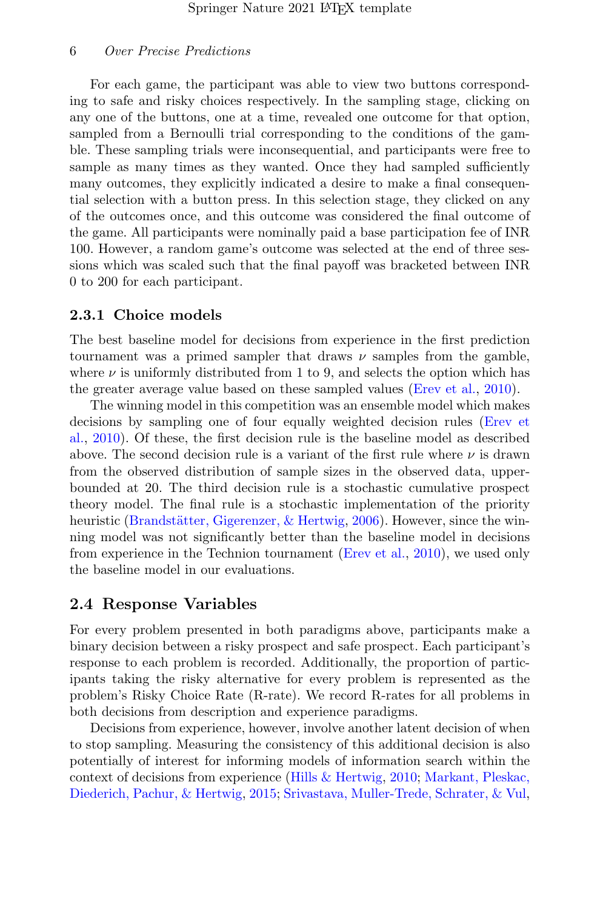For each game, the participant was able to view two buttons corresponding to safe and risky choices respectively. In the sampling stage, clicking on any one of the buttons, one at a time, revealed one outcome for that option, sampled from a Bernoulli trial corresponding to the conditions of the gamble. These sampling trials were inconsequential, and participants were free to sample as many times as they wanted. Once they had sampled sufficiently many outcomes, they explicitly indicated a desire to make a final consequential selection with a button press. In this selection stage, they clicked on any of the outcomes once, and this outcome was considered the final outcome of the game. All participants were nominally paid a base participation fee of INR 100. However, a random game's outcome was selected at the end of three sessions which was scaled such that the final payoff was bracketed between INR 0 to 200 for each participant.

### 2.3.1 Choice models

The best baseline model for decisions from experience in the first prediction tournament was a primed sampler that draws $\nu$ samples from the gamble, where $\nu$ is uniformly distributed from 1 to 9, and selects the option which has the greater average value based on these sampled values (Erev et al., 2010).

The winning model in this competition was an ensemble model which makes decisions by sampling one of four equally weighted decision rules (Erev et al., 2010). Of these, the first decision rule is the baseline model as described above. The second decision rule is a variant of the first rule where $\nu$ is drawn from the observed distribution of sample sizes in the observed data, upper-bounded at 20. The third decision rule is a stochastic cumulative prospect theory model. The final rule is a stochastic implementation of the priority heuristic (Brandstätter, Gigerenzer, & Hertwig, 2006). However, since the winning model was not significantly better than the baseline model in decisions from experience in the Technion tournament (Erev et al., 2010), we used only the baseline model in our evaluations.

## 2.4 Response Variables

For every problem presented in both paradigms above, participants make a binary decision between a risky prospect and safe prospect. Each participant's response to each problem is recorded. Additionally, the proportion of participants taking the risky alternative for every problem is represented as the problem's Risky Choice Rate (R-rate). We record R-rates for all problems in both decisions from description and experience paradigms.

Decisions from experience, however, involve another latent decision of when to stop sampling. Measuring the consistency of this additional decision is also potentially of interest for informing models of information search within the context of decisions from experience (Hills & Hertwig, 2010; Markant, Pleskac, Diederich, Pachur, & Hertwig, 2015; Srivastava, Muller-Trede, Schrater, & Vul,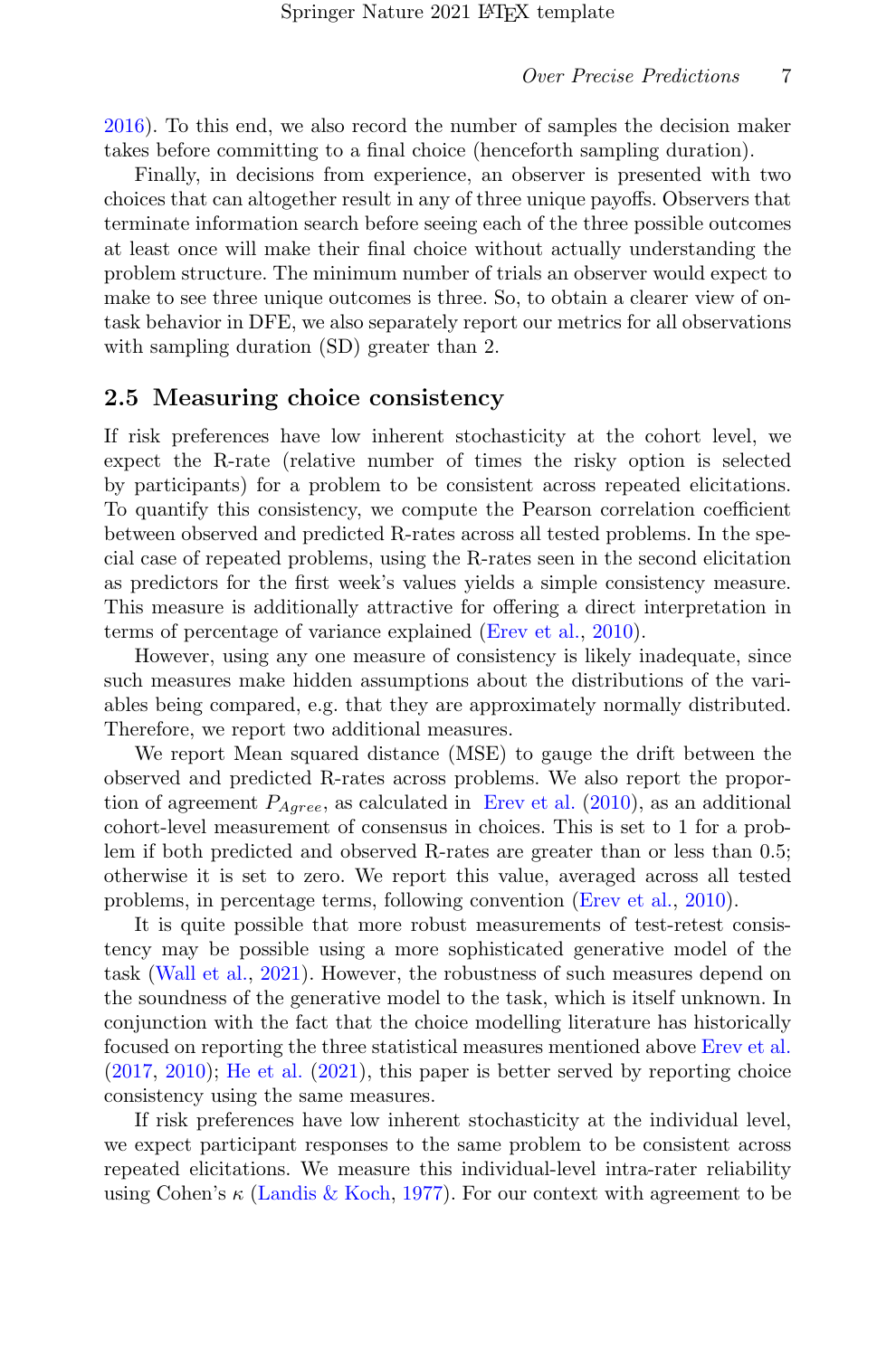2016). To this end, we also record the number of samples the decision maker takes before committing to a final choice (henceforth sampling duration).

Finally, in decisions from experience, an observer is presented with two choices that can altogether result in any of three unique payoffs. Observers that terminate information search before seeing each of the three possible outcomes at least once will make their final choice without actually understanding the problem structure. The minimum number of trials an observer would expect to make to see three unique outcomes is three. So, to obtain a clearer view of on-task behavior in DFE, we also separately report our metrics for all observations with sampling duration (SD) greater than 2.

## 2.5 Measuring choice consistency

If risk preferences have low inherent stochasticity at the cohort level, we expect the R-rate (relative number of times the risky option is selected by participants) for a problem to be consistent across repeated elicitations. To quantify this consistency, we compute the Pearson correlation coefficient between observed and predicted R-rates across all tested problems. In the special case of repeated problems, using the R-rates seen in the second elicitation as predictors for the first week's values yields a simple consistency measure. This measure is additionally attractive for offering a direct interpretation in terms of percentage of variance explained (Erev et al., 2010).

However, using any one measure of consistency is likely inadequate, since such measures make hidden assumptions about the distributions of the variables being compared, e.g. that they are approximately normally distributed. Therefore, we report two additional measures.

We report Mean squared distance (MSE) to gauge the drift between the observed and predicted R-rates across problems. We also report the proportion of agreement $P_{Agree}$, as calculated in Erev et al. (2010), as an additional cohort-level measurement of consensus in choices. This is set to 1 for a problem if both predicted and observed R-rates are greater than or less than 0.5; otherwise it is set to zero. We report this value, averaged across all tested problems, in percentage terms, following convention (Erev et al., 2010).

It is quite possible that more robust measurements of test-retest consistency may be possible using a more sophisticated generative model of the task (Wall et al., 2021). However, the robustness of such measures depend on the soundness of the generative model to the task, which is itself unknown. In conjunction with the fact that the choice modelling literature has historically focused on reporting the three statistical measures mentioned above Erev et al. (2017, 2010); He et al. (2021), this paper is better served by reporting choice consistency using the same measures.

If risk preferences have low inherent stochasticity at the individual level, we expect participant responses to the same problem to be consistent across repeated elicitations. We measure this individual-level intra-rater reliability using Cohen's $\kappa$ (Landis & Koch, 1977). For our context with agreement to be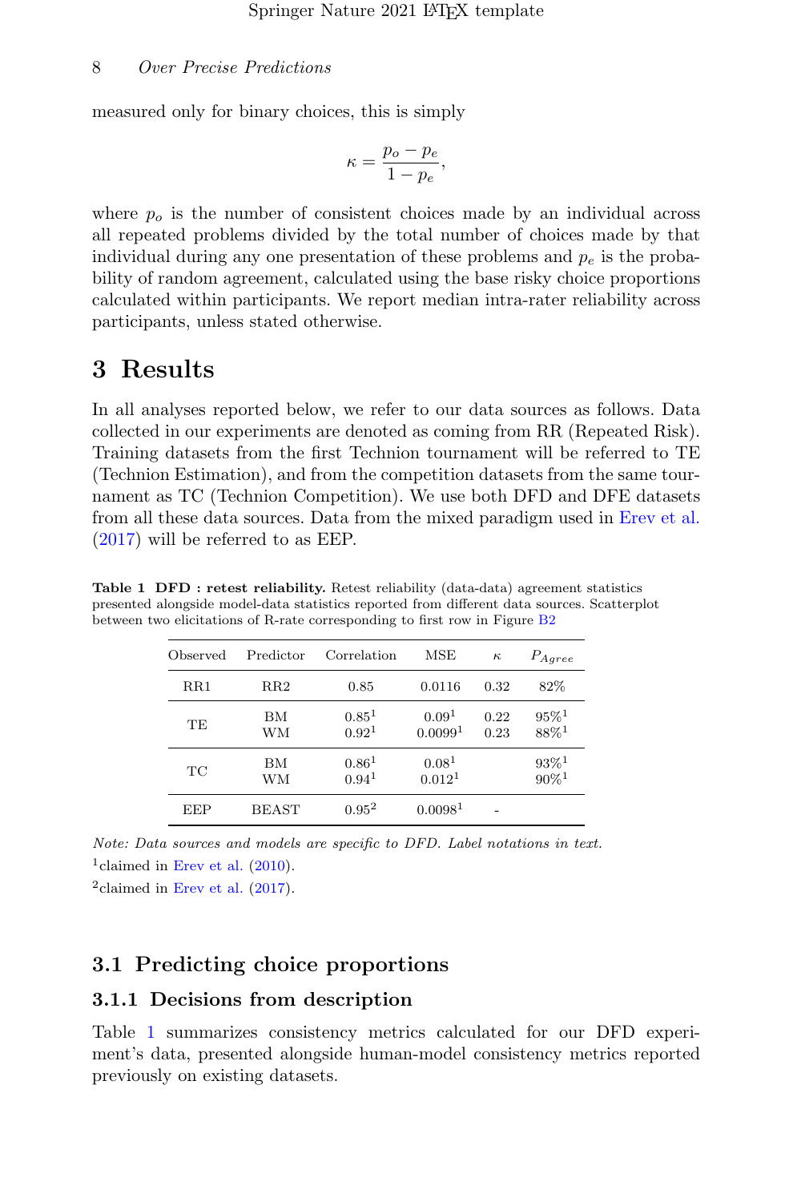measured only for binary choices, this is simply

$$\kappa = \frac{p_o - p_e}{1 - p_e},$$

where $p_o$ is the number of consistent choices made by an individual across all repeated problems divided by the total number of choices made by that individual during any one presentation of these problems and $p_e$ is the probability of random agreement, calculated using the base risky choice proportions calculated within participants. We report median intra-rater reliability across participants, unless stated otherwise.

# 3 Results

In all analyses reported below, we refer to our data sources as follows. Data collected in our experiments are denoted as coming from RR (Repeated Risk). Training datasets from the first Technion tournament will be referred to TE (Technion Estimation), and from the competition datasets from the same tournament as TC (Technion Competition). We use both DFD and DFE datasets from all these data sources. Data from the mixed paradigm used in Erev et al. (2017) will be referred to as EEP.

**Table 1 DFD : retest reliability.** Retest reliability (data-data) agreement statistics presented alongside model-data statistics reported from different data sources. Scatterplot between two elicitations of R-rate corresponding to first row in Figure B2

| Observed | Predictor | Correlation | MSE | $\kappa$ | $P_{Agree}$ |
|---|---|---|---|---|---|
| RR1 | RR2 | 0.85 | 0.0116 | 0.32 | 82% |
| TE | BM | 0.85[1] | 0.09[1] | 0.22 | 95%[1] |
| | WM | 0.92[1] | 0.0099[1] | 0.23 | 88%[1] |
| TC | BM | 0.86[1] | 0.08[1] | | 93%[1] |
| | WM | 0.94[1] | 0.012[1] | | 90%[1] |
| EEP | BEAST | 0.95[2] | 0.0098[1] | - | |

*Note: Data sources and models are specific to DFD. Label notations in text.*

[1]claimed in Erev et al. (2010).

[2]claimed in Erev et al. (2017).

## 3.1 Predicting choice proportions

### 3.1.1 Decisions from description

Table 1 summarizes consistency metrics calculated for our DFD experiment's data, presented alongside human-model consistency metrics reported previously on existing datasets.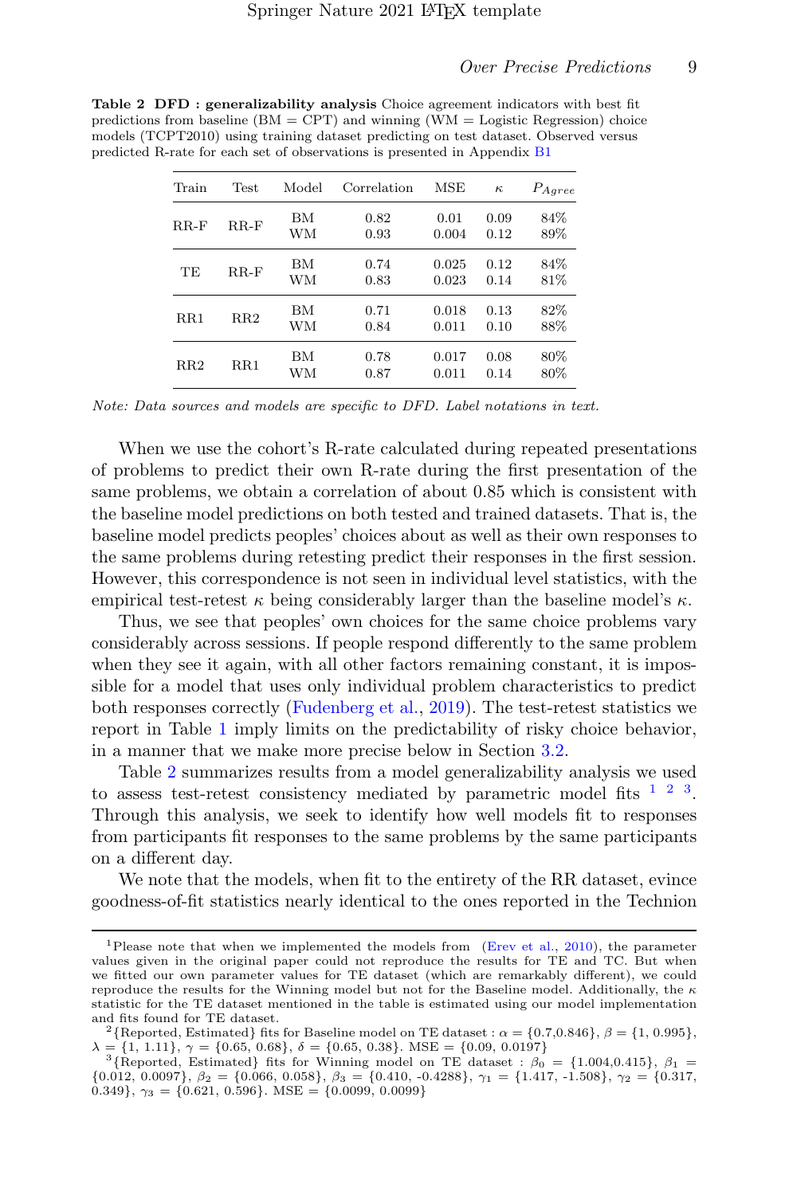**Table 2 DFD : generalizability analysis** Choice agreement indicators with best fit predictions from baseline (BM = CPT) and winning (WM = Logistic Regression) choice models (TCPT2010) using training dataset predicting on test dataset. Observed versus predicted R-rate for each set of observations is presented in Appendix B1

| Train | Test | Model | Correlation | MSE | $\kappa$ | $P_{Agree}$ |
|---|---|---|---|---|---|---|
| RR-F | RR-F | BM | 0.82 | 0.01 | 0.09 | 84% |
| | | WM | 0.93 | 0.004 | 0.12 | 89% |
| TE | RR-F | BM | 0.74 | 0.025 | 0.12 | 84% |
| | | WM | 0.83 | 0.023 | 0.14 | 81% |
| RR1 | RR2 | BM | 0.71 | 0.018 | 0.13 | 82% |
| | | WM | 0.84 | 0.011 | 0.10 | 88% |
| RR2 | RR1 | BM | 0.78 | 0.017 | 0.08 | 80% |
| | | WM | 0.87 | 0.011 | 0.14 | 80% |

*Note: Data sources and models are specific to DFD. Label notations in text.*

When we use the cohort's R-rate calculated during repeated presentations of problems to predict their own R-rate during the first presentation of the same problems, we obtain a correlation of about 0.85 which is consistent with the baseline model predictions on both tested and trained datasets. That is, the baseline model predicts peoples' choices about as well as their own responses to the same problems during retesting predict their responses in the first session. However, this correspondence is not seen in individual level statistics, with the empirical test-retest $\kappa$ being considerably larger than the baseline model's $\kappa$.

Thus, we see that peoples' own choices for the same choice problems vary considerably across sessions. If people respond differently to the same problem when they see it again, with all other factors remaining constant, it is impossible for a model that uses only individual problem characteristics to predict both responses correctly (Fudenberg et al., 2019). The test-retest statistics we report in Table 1 imply limits on the predictability of risky choice behavior, in a manner that we make more precise below in Section 3.2.

Table 2 summarizes results from a model generalizability analysis we used to assess test-retest consistency mediated by parametric model fits [1] [2] [3]. Through this analysis, we seek to identify how well models fit to responses from participants fit responses to the same problems by the same participants on a different day.

We note that the models, when fit to the entirety of the RR dataset, evince goodness-of-fit statistics nearly identical to the ones reported in the Technion

---

[1] Please note that when we implemented the models from (Erev et al., 2010), the parameter values given in the original paper could not reproduce the results for TE and TC. But when we fitted our own parameter values for TE dataset (which are remarkably different), we could reproduce the results for the Winning model but not for the Baseline model. Additionally, the $\kappa$ statistic for the TE dataset mentioned in the table is estimated using our model implementation and fits found for TE dataset.

[2] {Reported, Estimated} fits for Baseline model on TE dataset : $\alpha = \{0.7, 0.846\}$, $\beta = \{1, 0.995\}$, $\lambda = \{1, 1.11\}$, $\gamma = \{0.65, 0.68\}$, $\delta = \{0.65, 0.38\}$. MSE = {0.09, 0.0197}

[3] {Reported, Estimated} fits for Winning model on TE dataset : $\beta_0 = \{1.004, 0.415\}$, $\beta_1 = \{0.012, 0.0097\}$, $\beta_2 = \{0.066, 0.058\}$, $\beta_3 = \{0.410, -0.4288\}$, $\gamma_1 = \{1.417, -1.508\}$, $\gamma_2 = \{0.317, 0.349\}$, $\gamma_3 = \{0.621, 0.596\}$. MSE = {0.0099, 0.0099}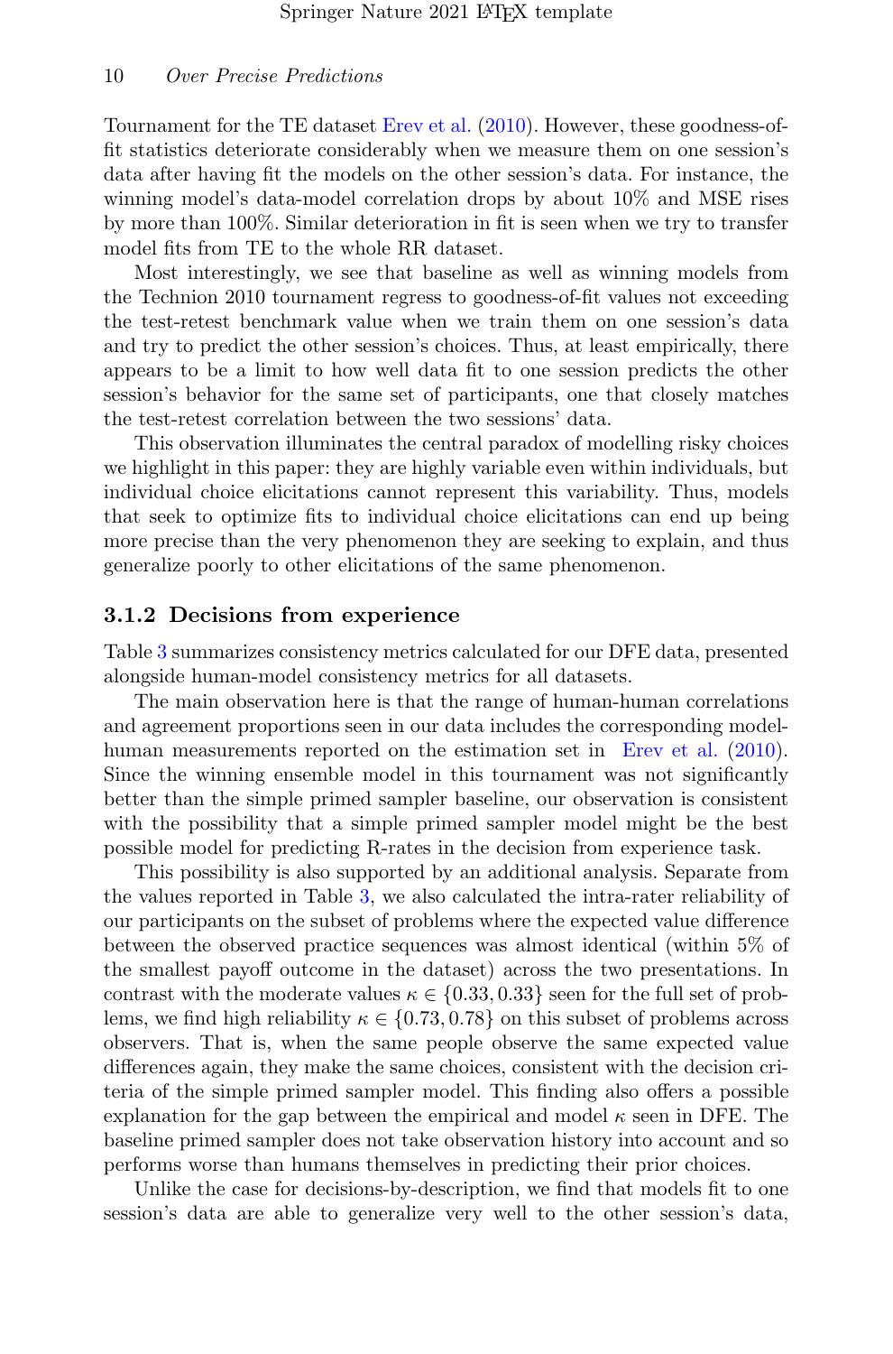Tournament for the TE dataset Erev et al. (2010). However, these goodness-of-fit statistics deteriorate considerably when we measure them on one session's data after having fit the models on the other session's data. For instance, the winning model's data-model correlation drops by about 10% and MSE rises by more than 100%. Similar deterioration in fit is seen when we try to transfer model fits from TE to the whole RR dataset.

Most interestingly, we see that baseline as well as winning models from the Technion 2010 tournament regress to goodness-of-fit values not exceeding the test-retest benchmark value when we train them on one session's data and try to predict the other session's choices. Thus, at least empirically, there appears to be a limit to how well data fit to one session predicts the other session's behavior for the same set of participants, one that closely matches the test-retest correlation between the two sessions' data.

This observation illuminates the central paradox of modelling risky choices we highlight in this paper: they are highly variable even within individuals, but individual choice elicitations cannot represent this variability. Thus, models that seek to optimize fits to individual choice elicitations can end up being more precise than the very phenomenon they are seeking to explain, and thus generalize poorly to other elicitations of the same phenomenon.

### 3.1.2 Decisions from experience

Table 3 summarizes consistency metrics calculated for our DFE data, presented alongside human-model consistency metrics for all datasets.

The main observation here is that the range of human-human correlations and agreement proportions seen in our data includes the corresponding model-human measurements reported on the estimation set in Erev et al. (2010). Since the winning ensemble model in this tournament was not significantly better than the simple primed sampler baseline, our observation is consistent with the possibility that a simple primed sampler model might be the best possible model for predicting R-rates in the decision from experience task.

This possibility is also supported by an additional analysis. Separate from the values reported in Table 3, we also calculated the intra-rater reliability of our participants on the subset of problems where the expected value difference between the observed practice sequences was almost identical (within 5% of the smallest payoff outcome in the dataset) across the two presentations. In contrast with the moderate values $\kappa \in \{0.33, 0.33\}$ seen for the full set of problems, we find high reliability $\kappa \in \{0.73, 0.78\}$ on this subset of problems across observers. That is, when the same people observe the same expected value differences again, they make the same choices, consistent with the decision criteria of the simple primed sampler model. This finding also offers a possible explanation for the gap between the empirical and model $\kappa$ seen in DFE. The baseline primed sampler does not take observation history into account and so performs worse than humans themselves in predicting their prior choices.

Unlike the case for decisions-by-description, we find that models fit to one session's data are able to generalize very well to the other session's data,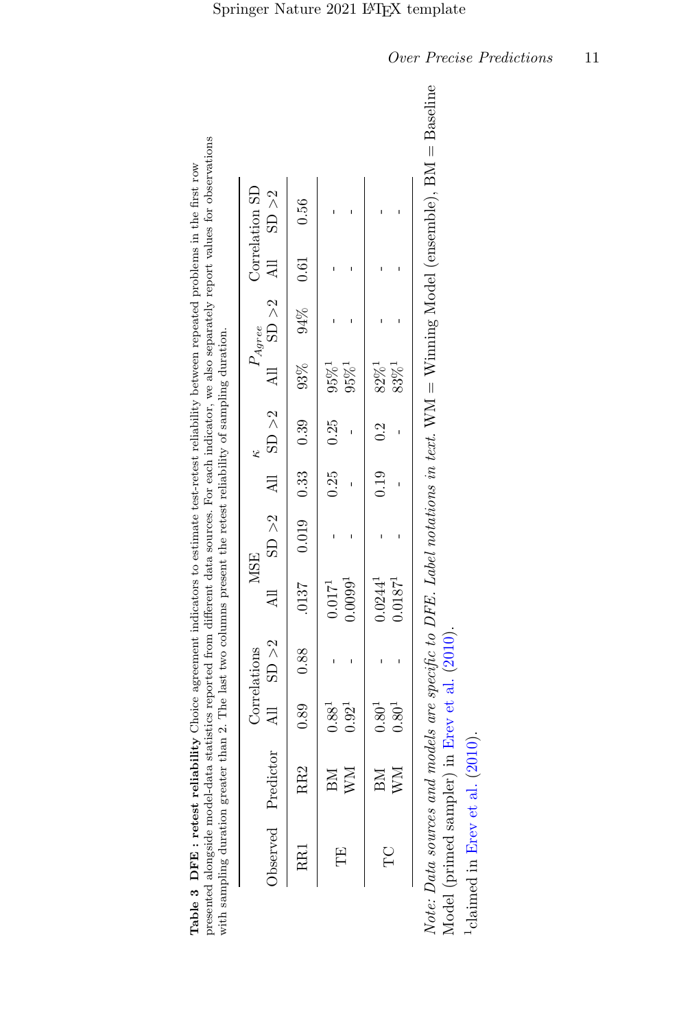**Table 3 DFE : retest reliability** Choice agreement indicators to estimate test-retest reliability between repeated problems in the first row presented alongside model-data statistics reported from different data sources. For each indicator, we also separately report values for observations with sampling duration greater than 2. The last two columns present the retest reliability of sampling duration.

| Observed | Predictor | Correlations | | MSE | | $\kappa$ | | $P_{Agree}$ | | Correlation SD | |
|---|---|---|---|---|---|---|---|---|---|---|---|
| | | All | SD >2 | All | SD >2 | All | SD >2 | All | SD >2 | All | SD >2 |
| RR1 | RR2 | 0.89 | 0.88 | .0137 | 0.019 | 0.33 | 0.39 | 93% | 94% | 0.61 | 0.56 |
| TE | BM | 0.88[1] | - | 0.017[1] | - | 0.25 | 0.25 | 95%[1] | - | - | - |
| | WM | 0.92[1] | - | 0.0099[1] | - | - | - | 95%[1] | - | - | - |
| TC | BM | 0.80[1] | - | 0.0244[1] | - | 0.19 | 0.2 | 82%[1] | - | - | - |
| | WM | 0.80[1] | - | 0.0187[1] | - | - | - | 83%[1] | - | - | - |

*Note: Data sources and models are specific to DFE. Label notations in text.* WM = Winning Model (ensemble), BM = Baseline Model (primed sampler) in Erev et al. (2010).

[1]claimed in Erev et al. (2010).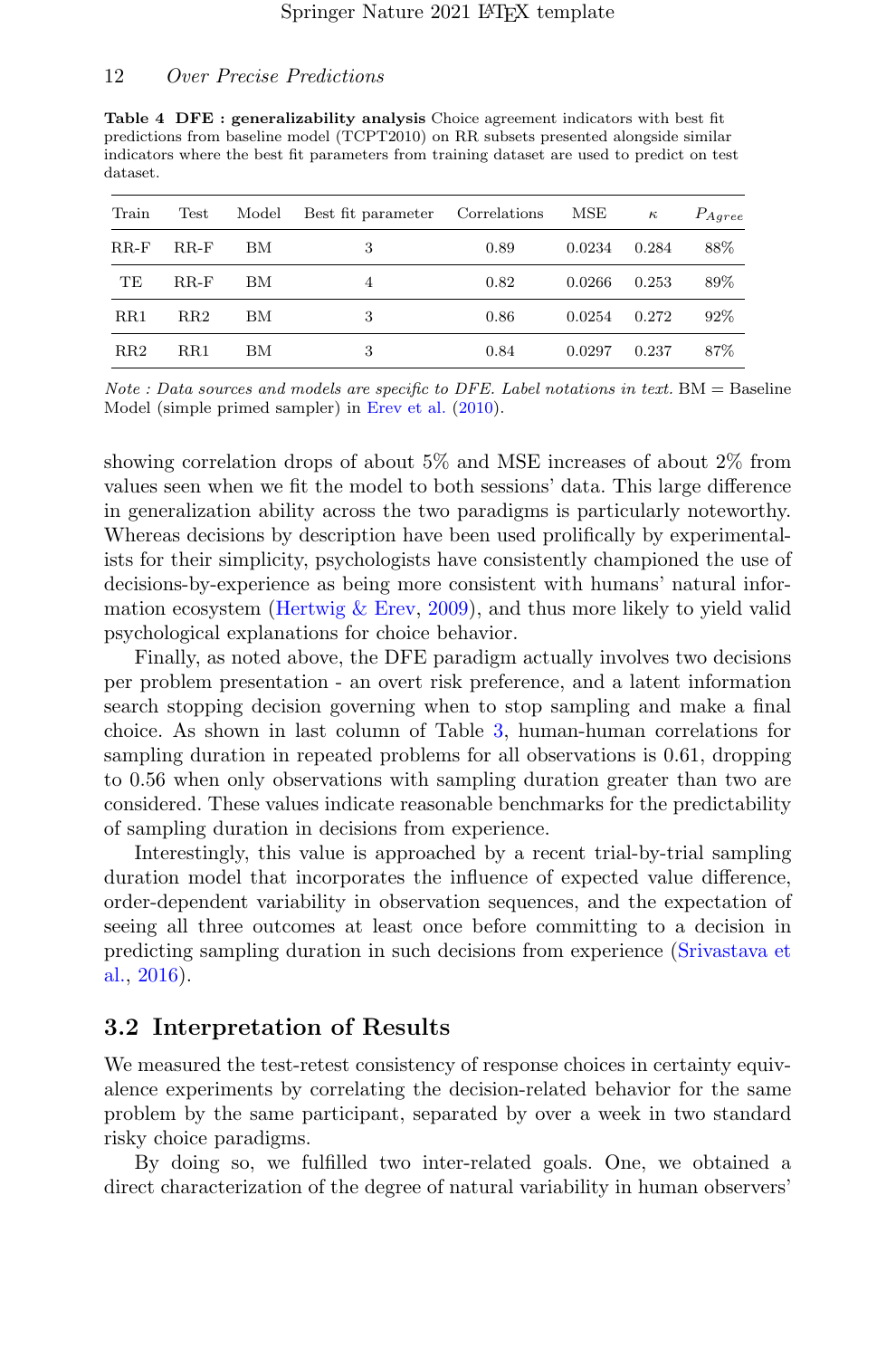**Table 4 DFE : generalizability analysis** Choice agreement indicators with best fit predictions from baseline model (TCPT2010) on RR subsets presented alongside similar indicators where the best fit parameters from training dataset are used to predict on test dataset.

| Train | Test | Model | Best fit parameter | Correlations | MSE | $\kappa$ | $P_{Agree}$ |
|---|---|---|---|---|---|---|---|
| RR-F | RR-F | BM | 3 | 0.89 | 0.0234 | 0.284 | 88% |
| TE | RR-F | BM | 4 | 0.82 | 0.0266 | 0.253 | 89% |
| RR1 | RR2 | BM | 3 | 0.86 | 0.0254 | 0.272 | 92% |
| RR2 | RR1 | BM | 3 | 0.84 | 0.0297 | 0.237 | 87% |

*Note : Data sources and models are specific to DFE. Label notations in text.* BM = Baseline Model (simple primed sampler) in Erev et al. (2010).

showing correlation drops of about 5% and MSE increases of about 2% from values seen when we fit the model to both sessions' data. This large difference in generalization ability across the two paradigms is particularly noteworthy. Whereas decisions by description have been used prolifically by experimentalists for their simplicity, psychologists have consistently championed the use of decisions-by-experience as being more consistent with humans' natural information ecosystem (Hertwig & Erev, 2009), and thus more likely to yield valid psychological explanations for choice behavior.

Finally, as noted above, the DFE paradigm actually involves two decisions per problem presentation - an overt risk preference, and a latent information search stopping decision governing when to stop sampling and make a final choice. As shown in last column of Table 3, human-human correlations for sampling duration in repeated problems for all observations is 0.61, dropping to 0.56 when only observations with sampling duration greater than two are considered. These values indicate reasonable benchmarks for the predictability of sampling duration in decisions from experience.

Interestingly, this value is approached by a recent trial-by-trial sampling duration model that incorporates the influence of expected value difference, order-dependent variability in observation sequences, and the expectation of seeing all three outcomes at least once before committing to a decision in predicting sampling duration in such decisions from experience (Srivastava et al., 2016).

## 3.2 Interpretation of Results

We measured the test-retest consistency of response choices in certainty equivalence experiments by correlating the decision-related behavior for the same problem by the same participant, separated by over a week in two standard risky choice paradigms.

By doing so, we fulfilled two inter-related goals. One, we obtained a direct characterization of the degree of natural variability in human observers'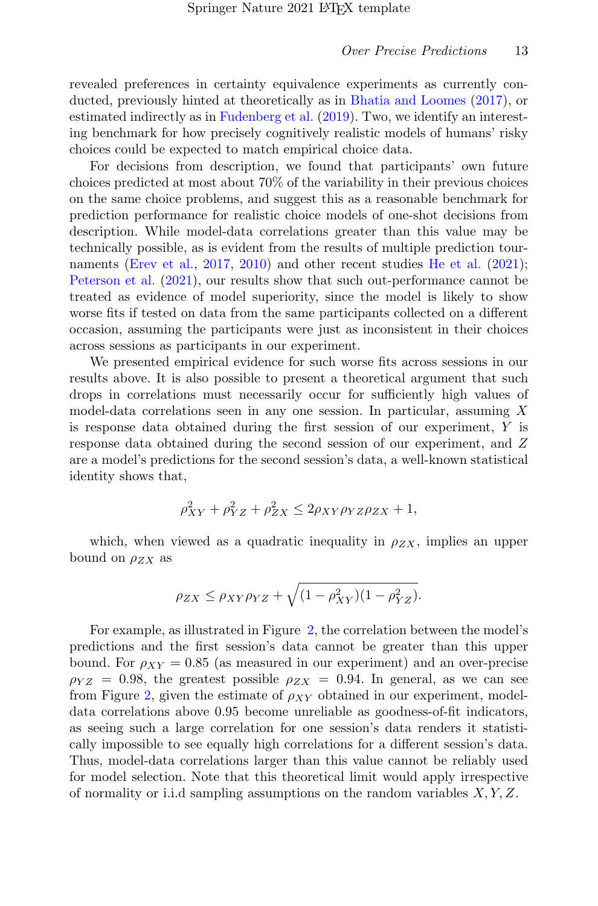revealed preferences in certainty equivalence experiments as currently conducted, previously hinted at theoretically as in Bhatia and Loomes (2017), or estimated indirectly as in Fudenberg et al. (2019). Two, we identify an interesting benchmark for how precisely cognitively realistic models of humans' risky choices could be expected to match empirical choice data.

For decisions from description, we found that participants' own future choices predicted at most about 70% of the variability in their previous choices on the same choice problems, and suggest this as a reasonable benchmark for prediction performance for realistic choice models of one-shot decisions from description. While model-data correlations greater than this value may be technically possible, as is evident from the results of multiple prediction tournaments (Erev et al., 2017, 2010) and other recent studies He et al. (2021); Peterson et al. (2021), our results show that such out-performance cannot be treated as evidence of model superiority, since the model is likely to show worse fits if tested on data from the same participants collected on a different occasion, assuming the participants were just as inconsistent in their choices across sessions as participants in our experiment.

We presented empirical evidence for such worse fits across sessions in our results above. It is also possible to present a theoretical argument that such drops in correlations must necessarily occur for sufficiently high values of model-data correlations seen in any one session. In particular, assuming $X$ is response data obtained during the first session of our experiment, $Y$ is response data obtained during the second session of our experiment, and $Z$ are a model's predictions for the second session's data, a well-known statistical identity shows that,

$$\rho_{XY}^2 + \rho_{YZ}^2 + \rho_{ZX}^2 \leq 2\rho_{XY}\rho_{YZ}\rho_{ZX} + 1,$$

which, when viewed as a quadratic inequality in $\rho_{ZX}$, implies an upper bound on $\rho_{ZX}$ as

$$\rho_{ZX} \leq \rho_{XY}\rho_{YZ} + \sqrt{(1-\rho_{XY}^2)(1-\rho_{YZ}^2)}.$$

For example, as illustrated in Figure 2, the correlation between the model's predictions and the first session's data cannot be greater than this upper bound. For $\rho_{XY} = 0.85$ (as measured in our experiment) and an over-precise $\rho_{YZ} = 0.98$, the greatest possible $\rho_{ZX} = 0.94$. In general, as we can see from Figure 2, given the estimate of $\rho_{XY}$ obtained in our experiment, model-data correlations above 0.95 become unreliable as goodness-of-fit indicators, as seeing such a large correlation for one session's data renders it statistically impossible to see equally high correlations for a different session's data. Thus, model-data correlations larger than this value cannot be reliably used for model selection. Note that this theoretical limit would apply irrespective of normality or i.i.d sampling assumptions on the random variables $X, Y, Z$.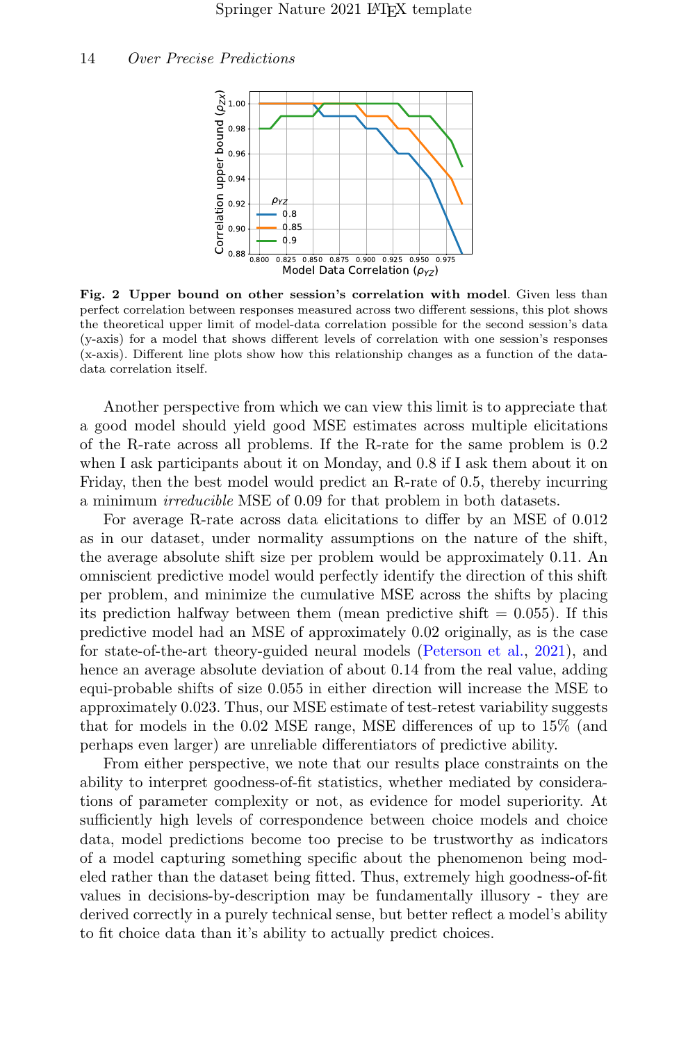**Fig. 2 Upper bound on other session's correlation with model**. Given less than perfect correlation between responses measured across two different sessions, this plot shows the theoretical upper limit of model-data correlation possible for the second session's data (y-axis) for a model that shows different levels of correlation with one session's responses (x-axis). Different line plots show how this relationship changes as a function of the data-data correlation itself.

Another perspective from which we can view this limit is to appreciate that a good model should yield good MSE estimates across multiple elicitations of the R-rate across all problems. If the R-rate for the same problem is 0.2 when I ask participants about it on Monday, and 0.8 if I ask them about it on Friday, then the best model would predict an R-rate of 0.5, thereby incurring a minimum *irreducible* MSE of 0.09 for that problem in both datasets.

For average R-rate across data elicitations to differ by an MSE of 0.012 as in our dataset, under normality assumptions on the nature of the shift, the average absolute shift size per problem would be approximately 0.11. An omniscient predictive model would perfectly identify the direction of this shift per problem, and minimize the cumulative MSE across the shifts by placing its prediction halfway between them (mean predictive shift = 0.055). If this predictive model had an MSE of approximately 0.02 originally, as is the case for state-of-the-art theory-guided neural models (Peterson et al., 2021), and hence an average absolute deviation of about 0.14 from the real value, adding equi-probable shifts of size 0.055 in either direction will increase the MSE to approximately 0.023. Thus, our MSE estimate of test-retest variability suggests that for models in the 0.02 MSE range, MSE differences of up to 15% (and perhaps even larger) are unreliable differentiators of predictive ability.

From either perspective, we note that our results place constraints on the ability to interpret goodness-of-fit statistics, whether mediated by considerations of parameter complexity or not, as evidence for model superiority. At sufficiently high levels of correspondence between choice models and choice data, model predictions become too precise to be trustworthy as indicators of a model capturing something specific about the phenomenon being modeled rather than the dataset being fitted. Thus, extremely high goodness-of-fit values in decisions-by-description may be fundamentally illusory - they are derived correctly in a purely technical sense, but better reflect a model's ability to fit choice data than it's ability to actually predict choices.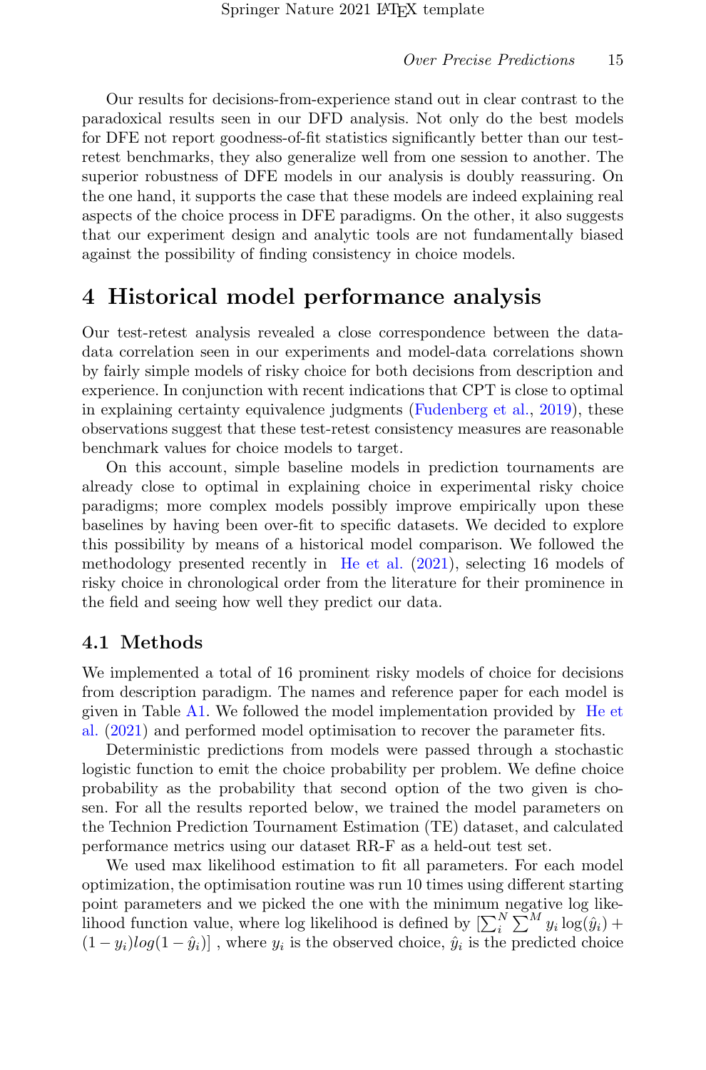Our results for decisions-from-experience stand out in clear contrast to the paradoxical results seen in our DFD analysis. Not only do the best models for DFE not report goodness-of-fit statistics significantly better than our test-retest benchmarks, they also generalize well from one session to another. The superior robustness of DFE models in our analysis is doubly reassuring. On the one hand, it supports the case that these models are indeed explaining real aspects of the choice process in DFE paradigms. On the other, it also suggests that our experiment design and analytic tools are not fundamentally biased against the possibility of finding consistency in choice models.

# 4 Historical model performance analysis

Our test-retest analysis revealed a close correspondence between the data-data correlation seen in our experiments and model-data correlations shown by fairly simple models of risky choice for both decisions from description and experience. In conjunction with recent indications that CPT is close to optimal in explaining certainty equivalence judgments (Fudenberg et al., 2019), these observations suggest that these test-retest consistency measures are reasonable benchmark values for choice models to target.

On this account, simple baseline models in prediction tournaments are already close to optimal in explaining choice in experimental risky choice paradigms; more complex models possibly improve empirically upon these baselines by having been over-fit to specific datasets. We decided to explore this possibility by means of a historical model comparison. We followed the methodology presented recently in He et al. (2021), selecting 16 models of risky choice in chronological order from the literature for their prominence in the field and seeing how well they predict our data.

## 4.1 Methods

We implemented a total of 16 prominent risky models of choice for decisions from description paradigm. The names and reference paper for each model is given in Table A1. We followed the model implementation provided by He et al. (2021) and performed model optimisation to recover the parameter fits.

Deterministic predictions from models were passed through a stochastic logistic function to emit the choice probability per problem. We define choice probability as the probability that second option of the two given is chosen. For all the results reported below, we trained the model parameters on the Technion Prediction Tournament Estimation (TE) dataset, and calculated performance metrics using our dataset RR-F as a held-out test set.

We used max likelihood estimation to fit all parameters. For each model optimization, the optimisation routine was run 10 times using different starting point parameters and we picked the one with the minimum negative log likelihood function value, where log likelihood is defined by $[\sum_i^N \sum^M y_i \log(\hat{y}_i) + (1 - y_i) log(1 - \hat{y}_i)]$ , where $y_i$ is the observed choice, $\hat{y}_i$ is the predicted choice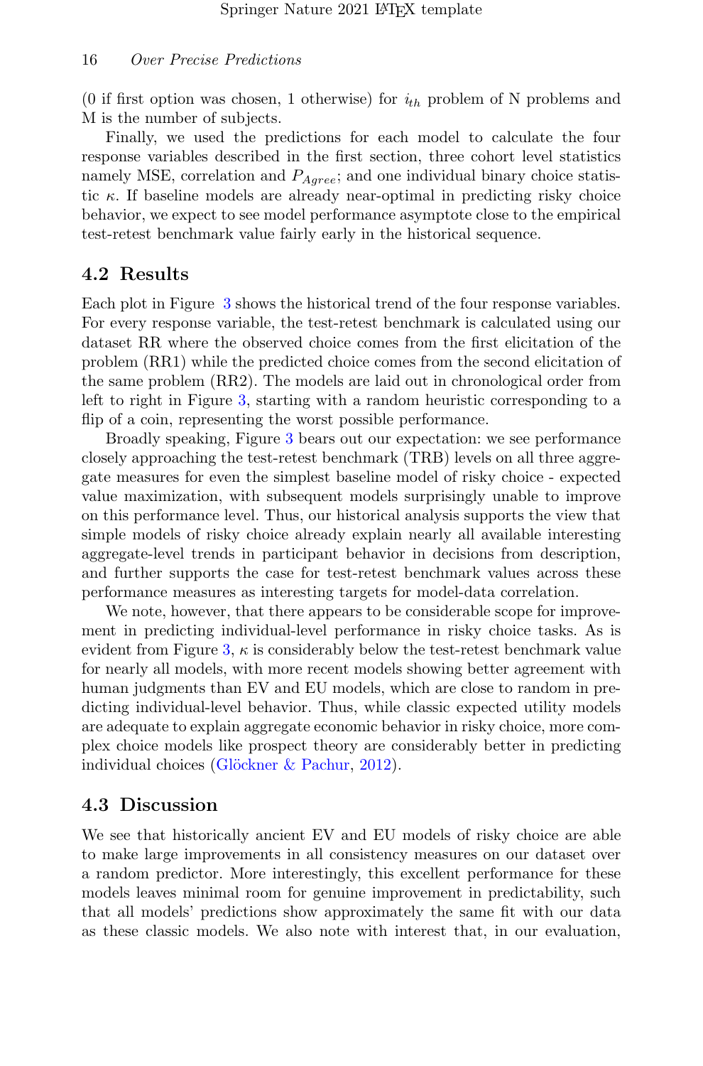(0 if first option was chosen, 1 otherwise) for $i_{th}$ problem of N problems and M is the number of subjects.

Finally, we used the predictions for each model to calculate the four response variables described in the first section, three cohort level statistics namely MSE, correlation and $P_{Agree}$; and one individual binary choice statistic $\kappa$. If baseline models are already near-optimal in predicting risky choice behavior, we expect to see model performance asymptote close to the empirical test-retest benchmark value fairly early in the historical sequence.

## 4.2 Results

Each plot in Figure 3 shows the historical trend of the four response variables. For every response variable, the test-retest benchmark is calculated using our dataset RR where the observed choice comes from the first elicitation of the problem (RR1) while the predicted choice comes from the second elicitation of the same problem (RR2). The models are laid out in chronological order from left to right in Figure 3, starting with a random heuristic corresponding to a flip of a coin, representing the worst possible performance.

Broadly speaking, Figure 3 bears out our expectation: we see performance closely approaching the test-retest benchmark (TRB) levels on all three aggregate measures for even the simplest baseline model of risky choice - expected value maximization, with subsequent models surprisingly unable to improve on this performance level. Thus, our historical analysis supports the view that simple models of risky choice already explain nearly all available interesting aggregate-level trends in participant behavior in decisions from description, and further supports the case for test-retest benchmark values across these performance measures as interesting targets for model-data correlation.

We note, however, that there appears to be considerable scope for improvement in predicting individual-level performance in risky choice tasks. As is evident from Figure 3, $\kappa$ is considerably below the test-retest benchmark value for nearly all models, with more recent models showing better agreement with human judgments than EV and EU models, which are close to random in predicting individual-level behavior. Thus, while classic expected utility models are adequate to explain aggregate economic behavior in risky choice, more complex choice models like prospect theory are considerably better in predicting individual choices (Glöckner & Pachur, 2012).

## 4.3 Discussion

We see that historically ancient EV and EU models of risky choice are able to make large improvements in all consistency measures on our dataset over a random predictor. More interestingly, this excellent performance for these models leaves minimal room for genuine improvement in predictability, such that all models' predictions show approximately the same fit with our data as these classic models. We also note with interest that, in our evaluation,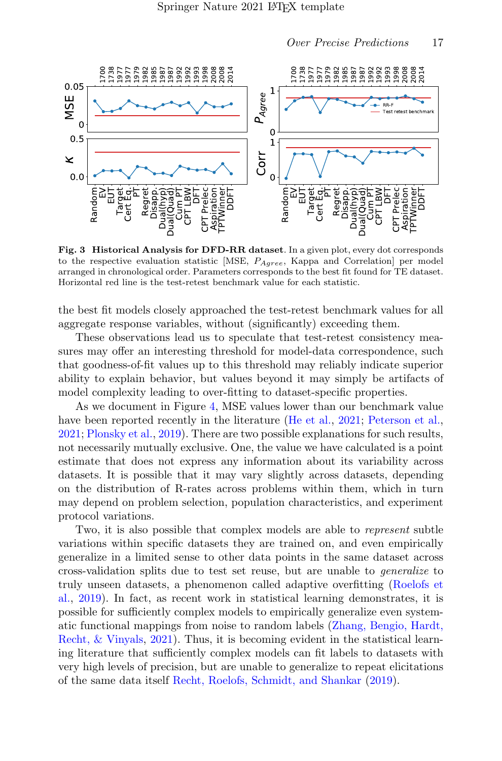**Fig. 3 Historical Analysis for DFD-RR dataset**. In a given plot, every dot corresponds to the respective evaluation statistic [MSE, $P_{Agree}$, Kappa and Correlation] per model arranged in chronological order. Parameters corresponds to the best fit found for TE dataset. Horizontal red line is the test-retest benchmark value for each statistic.

the best fit models closely approached the test-retest benchmark values for all aggregate response variables, without (significantly) exceeding them.

These observations lead us to speculate that test-retest consistency measures may offer an interesting threshold for model-data correspondence, such that goodness-of-fit values up to this threshold may reliably indicate superior ability to explain behavior, but values beyond it may simply be artifacts of model complexity leading to over-fitting to dataset-specific properties.

As we document in Figure 4, MSE values lower than our benchmark value have been reported recently in the literature (He et al., 2021; Peterson et al., 2021; Plonsky et al., 2019). There are two possible explanations for such results, not necessarily mutually exclusive. One, the value we have calculated is a point estimate that does not express any information about its variability across datasets. It is possible that it may vary slightly across datasets, depending on the distribution of R-rates across problems within them, which in turn may depend on problem selection, population characteristics, and experiment protocol variations.

Two, it is also possible that complex models are able to *represent* subtle variations within specific datasets they are trained on, and even empirically generalize in a limited sense to other data points in the same dataset across cross-validation splits due to test set reuse, but are unable to *generalize* to truly unseen datasets, a phenomenon called adaptive overfitting (Roelofs et al., 2019). In fact, as recent work in statistical learning demonstrates, it is possible for sufficiently complex models to empirically generalize even systematic functional mappings from noise to random labels (Zhang, Bengio, Hardt, Recht, & Vinyals, 2021). Thus, it is becoming evident in the statistical learning literature that sufficiently complex models can fit labels to datasets with very high levels of precision, but are unable to generalize to repeat elicitations of the same data itself Recht, Roelofs, Schmidt, and Shankar (2019).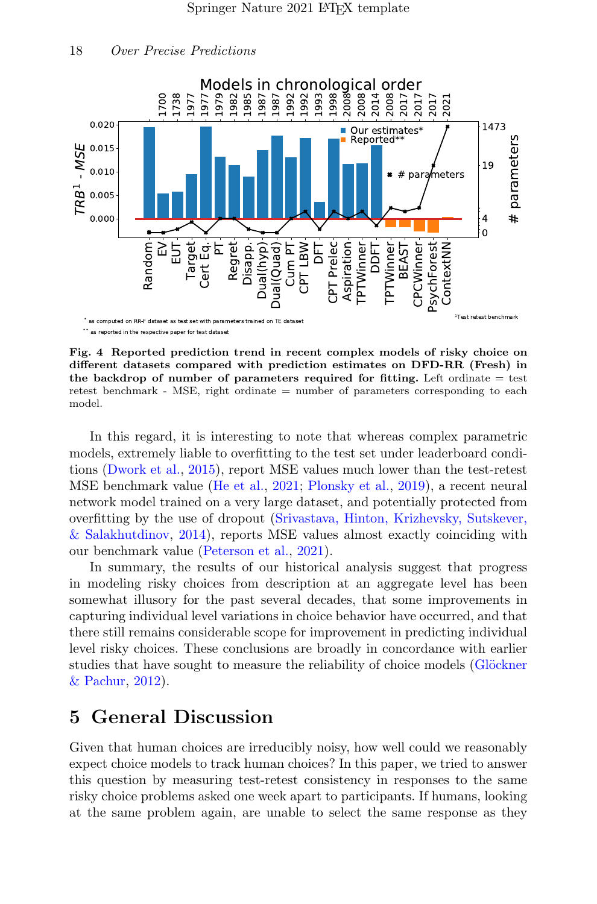**Fig. 4 Reported prediction trend in recent complex models of risky choice on different datasets compared with prediction estimates on DFD-RR (Fresh) in the backdrop of number of parameters required for fitting.** Left ordinate = test retest benchmark - MSE, right ordinate = number of parameters corresponding to each model.

In this regard, it is interesting to note that whereas complex parametric models, extremely liable to overfitting to the test set under leaderboard conditions (Dwork et al., 2015), report MSE values much lower than the test-retest MSE benchmark value (He et al., 2021; Plonsky et al., 2019), a recent neural network model trained on a very large dataset, and potentially protected from overfitting by the use of dropout (Srivastava, Hinton, Krizhevsky, Sutskever, & Salakhutdinov, 2014), reports MSE values almost exactly coinciding with our benchmark value (Peterson et al., 2021).

In summary, the results of our historical analysis suggest that progress in modeling risky choices from description at an aggregate level has been somewhat illusory for the past several decades, that some improvements in capturing individual level variations in choice behavior have occurred, and that there still remains considerable scope for improvement in predicting individual level risky choices. These conclusions are broadly in concordance with earlier studies that have sought to measure the reliability of choice models (Glöckner & Pachur, 2012).

## 5 General Discussion

Given that human choices are irreducibly noisy, how well could we reasonably expect choice models to track human choices? In this paper, we tried to answer this question by measuring test-retest consistency in responses to the same risky choice problems asked one week apart to participants. If humans, looking at the same problem again, are unable to select the same response as they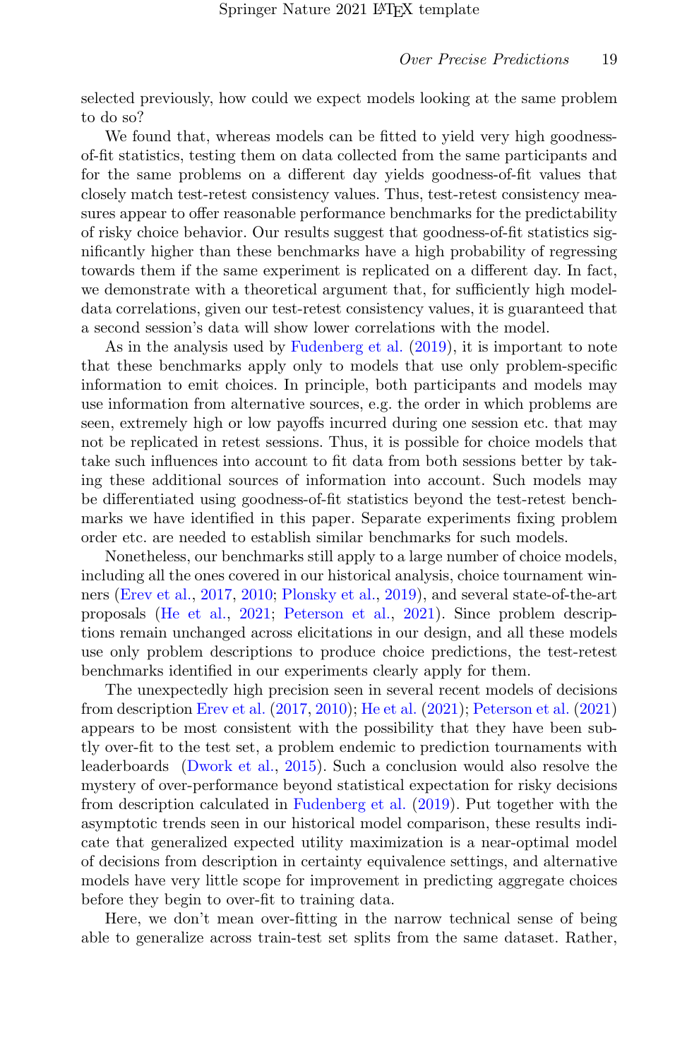selected previously, how could we expect models looking at the same problem to do so?

We found that, whereas models can be fitted to yield very high goodness-of-fit statistics, testing them on data collected from the same participants and for the same problems on a different day yields goodness-of-fit values that closely match test-retest consistency values. Thus, test-retest consistency measures appear to offer reasonable performance benchmarks for the predictability of risky choice behavior. Our results suggest that goodness-of-fit statistics significantly higher than these benchmarks have a high probability of regressing towards them if the same experiment is replicated on a different day. In fact, we demonstrate with a theoretical argument that, for sufficiently high model-data correlations, given our test-retest consistency values, it is guaranteed that a second session's data will show lower correlations with the model.

As in the analysis used by Fudenberg et al. (2019), it is important to note that these benchmarks apply only to models that use only problem-specific information to emit choices. In principle, both participants and models may use information from alternative sources, e.g. the order in which problems are seen, extremely high or low payoffs incurred during one session etc. that may not be replicated in retest sessions. Thus, it is possible for choice models that take such influences into account to fit data from both sessions better by taking these additional sources of information into account. Such models may be differentiated using goodness-of-fit statistics beyond the test-retest benchmarks we have identified in this paper. Separate experiments fixing problem order etc. are needed to establish similar benchmarks for such models.

Nonetheless, our benchmarks still apply to a large number of choice models, including all the ones covered in our historical analysis, choice tournament winners (Erev et al., 2017, 2010; Plonsky et al., 2019), and several state-of-the-art proposals (He et al., 2021; Peterson et al., 2021). Since problem descriptions remain unchanged across elicitations in our design, and all these models use only problem descriptions to produce choice predictions, the test-retest benchmarks identified in our experiments clearly apply for them.

The unexpectedly high precision seen in several recent models of decisions from description Erev et al. (2017, 2010); He et al. (2021); Peterson et al. (2021) appears to be most consistent with the possibility that they have been subtly over-fit to the test set, a problem endemic to prediction tournaments with leaderboards (Dwork et al., 2015). Such a conclusion would also resolve the mystery of over-performance beyond statistical expectation for risky decisions from description calculated in Fudenberg et al. (2019). Put together with the asymptotic trends seen in our historical model comparison, these results indicate that generalized expected utility maximization is a near-optimal model of decisions from description in certainty equivalence settings, and alternative models have very little scope for improvement in predicting aggregate choices before they begin to over-fit to training data.

Here, we don't mean over-fitting in the narrow technical sense of being able to generalize across train-test set splits from the same dataset. Rather,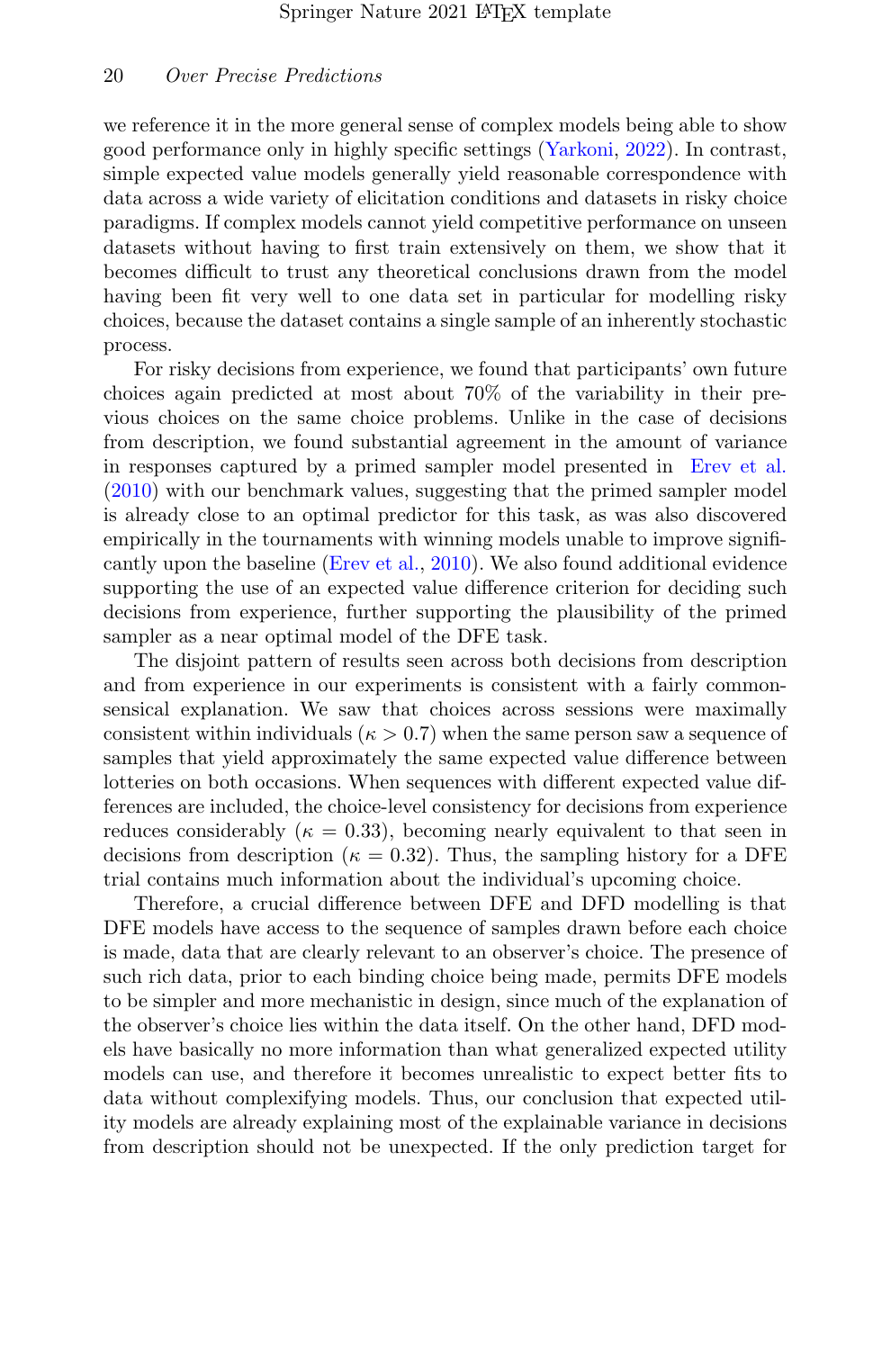we reference it in the more general sense of complex models being able to show good performance only in highly specific settings (Yarkoni, 2022). In contrast, simple expected value models generally yield reasonable correspondence with data across a wide variety of elicitation conditions and datasets in risky choice paradigms. If complex models cannot yield competitive performance on unseen datasets without having to first train extensively on them, we show that it becomes difficult to trust any theoretical conclusions drawn from the model having been fit very well to one data set in particular for modelling risky choices, because the dataset contains a single sample of an inherently stochastic process.

For risky decisions from experience, we found that participants' own future choices again predicted at most about 70% of the variability in their previous choices on the same choice problems. Unlike in the case of decisions from description, we found substantial agreement in the amount of variance in responses captured by a primed sampler model presented in Erev et al. (2010) with our benchmark values, suggesting that the primed sampler model is already close to an optimal predictor for this task, as was also discovered empirically in the tournaments with winning models unable to improve significantly upon the baseline (Erev et al., 2010). We also found additional evidence supporting the use of an expected value difference criterion for deciding such decisions from experience, further supporting the plausibility of the primed sampler as a near optimal model of the DFE task.

The disjoint pattern of results seen across both decisions from description and from experience in our experiments is consistent with a fairly commonsensical explanation. We saw that choices across sessions were maximally consistent within individuals ($\kappa > 0.7$) when the same person saw a sequence of samples that yield approximately the same expected value difference between lotteries on both occasions. When sequences with different expected value differences are included, the choice-level consistency for decisions from experience reduces considerably ($\kappa = 0.33$), becoming nearly equivalent to that seen in decisions from description ($\kappa = 0.32$). Thus, the sampling history for a DFE trial contains much information about the individual's upcoming choice.

Therefore, a crucial difference between DFE and DFD modelling is that DFE models have access to the sequence of samples drawn before each choice is made, data that are clearly relevant to an observer's choice. The presence of such rich data, prior to each binding choice being made, permits DFE models to be simpler and more mechanistic in design, since much of the explanation of the observer's choice lies within the data itself. On the other hand, DFD models have basically no more information than what generalized expected utility models can use, and therefore it becomes unrealistic to expect better fits to data without complexifying models. Thus, our conclusion that expected utility models are already explaining most of the explainable variance in decisions from description should not be unexpected. If the only prediction target for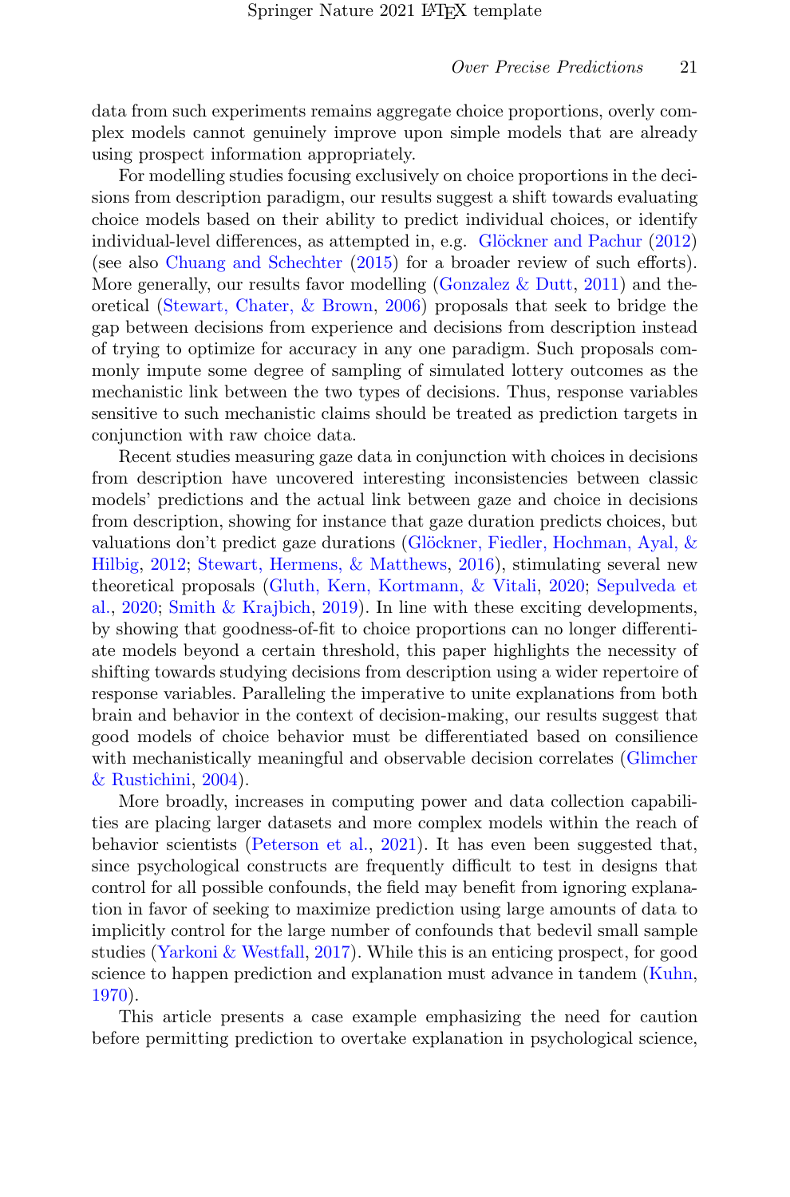data from such experiments remains aggregate choice proportions, overly complex models cannot genuinely improve upon simple models that are already using prospect information appropriately.

For modelling studies focusing exclusively on choice proportions in the decisions from description paradigm, our results suggest a shift towards evaluating choice models based on their ability to predict individual choices, or identify individual-level differences, as attempted in, e.g. Glöckner and Pachur (2012) (see also Chuang and Schechter (2015) for a broader review of such efforts). More generally, our results favor modelling (Gonzalez & Dutt, 2011) and theoretical (Stewart, Chater, & Brown, 2006) proposals that seek to bridge the gap between decisions from experience and decisions from description instead of trying to optimize for accuracy in any one paradigm. Such proposals commonly impute some degree of sampling of simulated lottery outcomes as the mechanistic link between the two types of decisions. Thus, response variables sensitive to such mechanistic claims should be treated as prediction targets in conjunction with raw choice data.

Recent studies measuring gaze data in conjunction with choices in decisions from description have uncovered interesting inconsistencies between classic models' predictions and the actual link between gaze and choice in decisions from description, showing for instance that gaze duration predicts choices, but valuations don't predict gaze durations (Glöckner, Fiedler, Hochman, Ayal, & Hilbig, 2012; Stewart, Hermens, & Matthews, 2016), stimulating several new theoretical proposals (Gluth, Kern, Kortmann, & Vitali, 2020; Sepulveda et al., 2020; Smith & Krajbich, 2019). In line with these exciting developments, by showing that goodness-of-fit to choice proportions can no longer differentiate models beyond a certain threshold, this paper highlights the necessity of shifting towards studying decisions from description using a wider repertoire of response variables. Paralleling the imperative to unite explanations from both brain and behavior in the context of decision-making, our results suggest that good models of choice behavior must be differentiated based on consilience with mechanistically meaningful and observable decision correlates (Glimcher & Rustichini, 2004).

More broadly, increases in computing power and data collection capabilities are placing larger datasets and more complex models within the reach of behavior scientists (Peterson et al., 2021). It has even been suggested that, since psychological constructs are frequently difficult to test in designs that control for all possible confounds, the field may benefit from ignoring explanation in favor of seeking to maximize prediction using large amounts of data to implicitly control for the large number of confounds that bedevil small sample studies (Yarkoni & Westfall, 2017). While this is an enticing prospect, for good science to happen prediction and explanation must advance in tandem (Kuhn, 1970).

This article presents a case example emphasizing the need for caution before permitting prediction to overtake explanation in psychological science,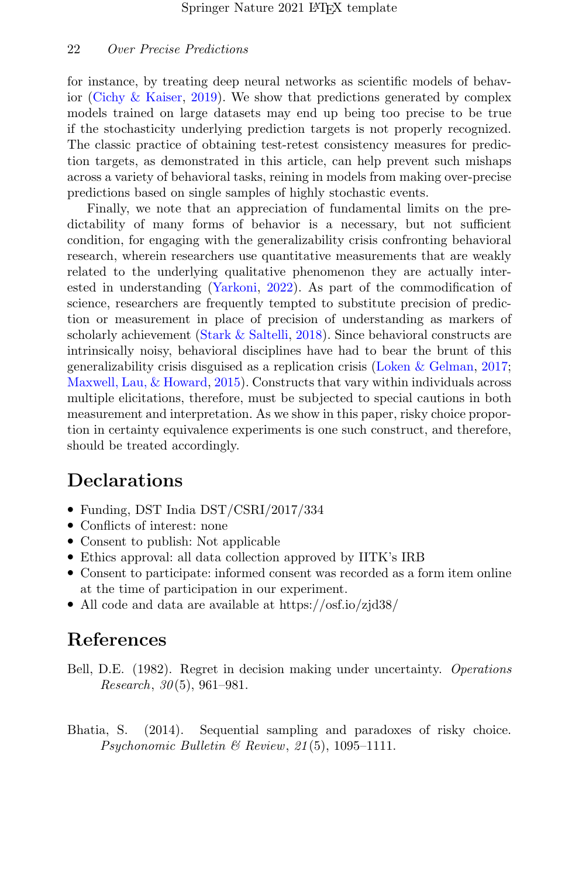for instance, by treating deep neural networks as scientific models of behavior (Cichy & Kaiser, 2019). We show that predictions generated by complex models trained on large datasets may end up being too precise to be true if the stochasticity underlying prediction targets is not properly recognized. The classic practice of obtaining test-retest consistency measures for prediction targets, as demonstrated in this article, can help prevent such mishaps across a variety of behavioral tasks, reining in models from making over-precise predictions based on single samples of highly stochastic events.

Finally, we note that an appreciation of fundamental limits on the predictability of many forms of behavior is a necessary, but not sufficient condition, for engaging with the generalizability crisis confronting behavioral research, wherein researchers use quantitative measurements that are weakly related to the underlying qualitative phenomenon they are actually interested in understanding (Yarkoni, 2022). As part of the commodification of science, researchers are frequently tempted to substitute precision of prediction or measurement in place of precision of understanding as markers of scholarly achievement (Stark & Saltelli, 2018). Since behavioral constructs are intrinsically noisy, behavioral disciplines have had to bear the brunt of this generalizability crisis disguised as a replication crisis (Loken & Gelman, 2017; Maxwell, Lau, & Howard, 2015). Constructs that vary within individuals across multiple elicitations, therefore, must be subjected to special cautions in both measurement and interpretation. As we show in this paper, risky choice proportion in certainty equivalence experiments is one such construct, and therefore, should be treated accordingly.

## Declarations

- Funding, DST India DST/CSRI/2017/334
- Conflicts of interest: none
- Consent to publish: Not applicable
- Ethics approval: all data collection approved by IITK's IRB
- Consent to participate: informed consent was recorded as a form item online at the time of participation in our experiment.
- All code and data are available at https://osf.io/zjd38/

## References

Bell, D.E. (1982). Regret in decision making under uncertainty. *Operations Research*, *30*(5), 961–981.

Bhatia, S. (2014). Sequential sampling and paradoxes of risky choice. *Psychonomic Bulletin & Review*, *21*(5), 1095–1111.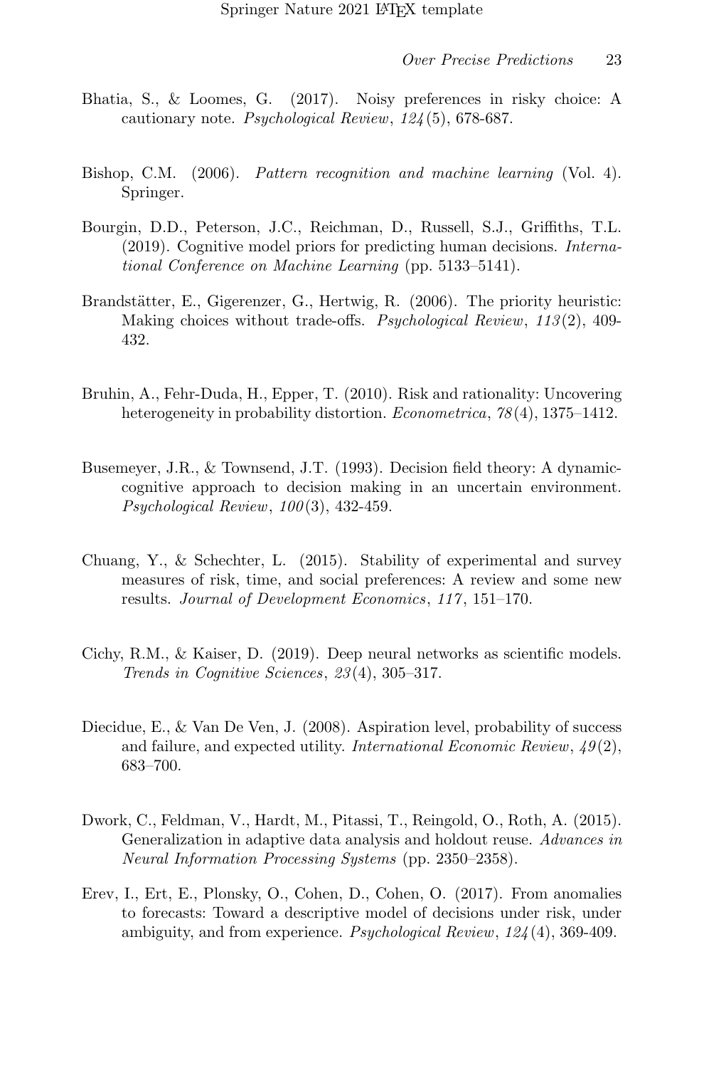Bhatia, S., & Loomes, G. (2017). Noisy preferences in risky choice: A cautionary note. *Psychological Review*, *124*(5), 678-687.

Bishop, C.M. (2006). *Pattern recognition and machine learning* (Vol. 4). Springer.

Bourgin, D.D., Peterson, J.C., Reichman, D., Russell, S.J., Griffiths, T.L. (2019). Cognitive model priors for predicting human decisions. *International Conference on Machine Learning* (pp. 5133–5141).

Brandstätter, E., Gigerenzer, G., Hertwig, R. (2006). The priority heuristic: Making choices without trade-offs. *Psychological Review*, *113*(2), 409-432.

Bruhin, A., Fehr-Duda, H., Epper, T. (2010). Risk and rationality: Uncovering heterogeneity in probability distortion. *Econometrica*, *78*(4), 1375–1412.

Busemeyer, J.R., & Townsend, J.T. (1993). Decision field theory: A dynamic-cognitive approach to decision making in an uncertain environment. *Psychological Review*, *100*(3), 432-459.

Chuang, Y., & Schechter, L. (2015). Stability of experimental and survey measures of risk, time, and social preferences: A review and some new results. *Journal of Development Economics*, *117*, 151–170.

Cichy, R.M., & Kaiser, D. (2019). Deep neural networks as scientific models. *Trends in Cognitive Sciences*, *23*(4), 305–317.

Diecidue, E., & Van De Ven, J. (2008). Aspiration level, probability of success and failure, and expected utility. *International Economic Review*, *49*(2), 683–700.

Dwork, C., Feldman, V., Hardt, M., Pitassi, T., Reingold, O., Roth, A. (2015). Generalization in adaptive data analysis and holdout reuse. *Advances in Neural Information Processing Systems* (pp. 2350–2358).

Erev, I., Ert, E., Plonsky, O., Cohen, D., Cohen, O. (2017). From anomalies to forecasts: Toward a descriptive model of decisions under risk, under ambiguity, and from experience. *Psychological Review*, *124*(4), 369-409.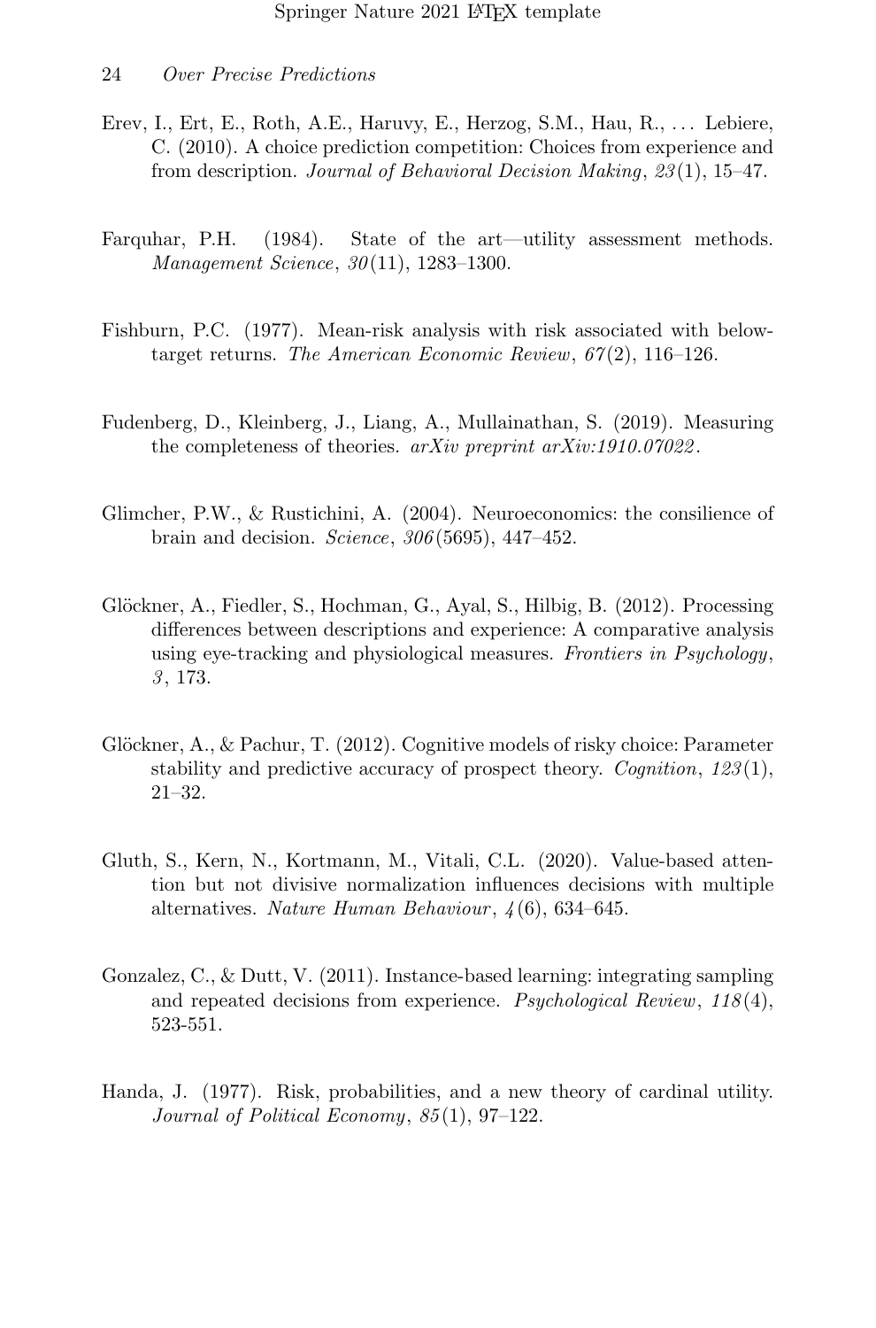Erev, I., Ert, E., Roth, A.E., Haruvy, E., Herzog, S.M., Hau, R., ... Lebiere, C. (2010). A choice prediction competition: Choices from experience and from description. *Journal of Behavioral Decision Making*, *23*(1), 15–47.

Farquhar, P.H. (1984). State of the art—utility assessment methods. *Management Science*, *30*(11), 1283–1300.

Fishburn, P.C. (1977). Mean-risk analysis with risk associated with below-target returns. *The American Economic Review*, *67*(2), 116–126.

Fudenberg, D., Kleinberg, J., Liang, A., Mullainathan, S. (2019). Measuring the completeness of theories. *arXiv preprint arXiv:1910.07022*.

Glimcher, P.W., & Rustichini, A. (2004). Neuroeconomics: the consilience of brain and decision. *Science*, *306*(5695), 447–452.

Glöckner, A., Fiedler, S., Hochman, G., Ayal, S., Hilbig, B. (2012). Processing differences between descriptions and experience: A comparative analysis using eye-tracking and physiological measures. *Frontiers in Psychology*, *3*, 173.

Glöckner, A., & Pachur, T. (2012). Cognitive models of risky choice: Parameter stability and predictive accuracy of prospect theory. *Cognition*, *123*(1), 21–32.

Gluth, S., Kern, N., Kortmann, M., Vitali, C.L. (2020). Value-based attention but not divisive normalization influences decisions with multiple alternatives. *Nature Human Behaviour*, *4*(6), 634–645.

Gonzalez, C., & Dutt, V. (2011). Instance-based learning: integrating sampling and repeated decisions from experience. *Psychological Review*, *118*(4), 523-551.

Handa, J. (1977). Risk, probabilities, and a new theory of cardinal utility. *Journal of Political Economy*, *85*(1), 97–122.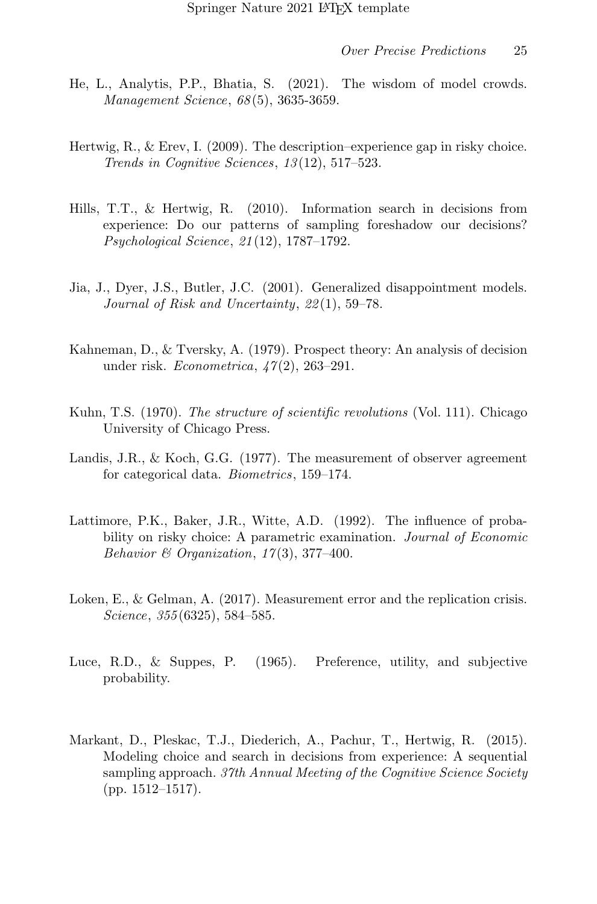He, L., Analytis, P.P., Bhatia, S. (2021). The wisdom of model crowds. *Management Science*, *68*(5), 3635-3659.

Hertwig, R., & Erev, I. (2009). The description–experience gap in risky choice. *Trends in Cognitive Sciences*, *13*(12), 517–523.

Hills, T.T., & Hertwig, R. (2010). Information search in decisions from experience: Do our patterns of sampling foreshadow our decisions? *Psychological Science*, *21*(12), 1787–1792.

Jia, J., Dyer, J.S., Butler, J.C. (2001). Generalized disappointment models. *Journal of Risk and Uncertainty*, *22*(1), 59–78.

Kahneman, D., & Tversky, A. (1979). Prospect theory: An analysis of decision under risk. *Econometrica*, *47*(2), 263–291.

Kuhn, T.S. (1970). *The structure of scientific revolutions* (Vol. 111). Chicago University of Chicago Press.

Landis, J.R., & Koch, G.G. (1977). The measurement of observer agreement for categorical data. *Biometrics*, 159–174.

Lattimore, P.K., Baker, J.R., Witte, A.D. (1992). The influence of probability on risky choice: A parametric examination. *Journal of Economic Behavior & Organization*, *17*(3), 377–400.

Loken, E., & Gelman, A. (2017). Measurement error and the replication crisis. *Science*, *355*(6325), 584–585.

Luce, R.D., & Suppes, P. (1965). Preference, utility, and subjective probability.

Markant, D., Pleskac, T.J., Diederich, A., Pachur, T., Hertwig, R. (2015). Modeling choice and search in decisions from experience: A sequential sampling approach. *37th Annual Meeting of the Cognitive Science Society* (pp. 1512–1517).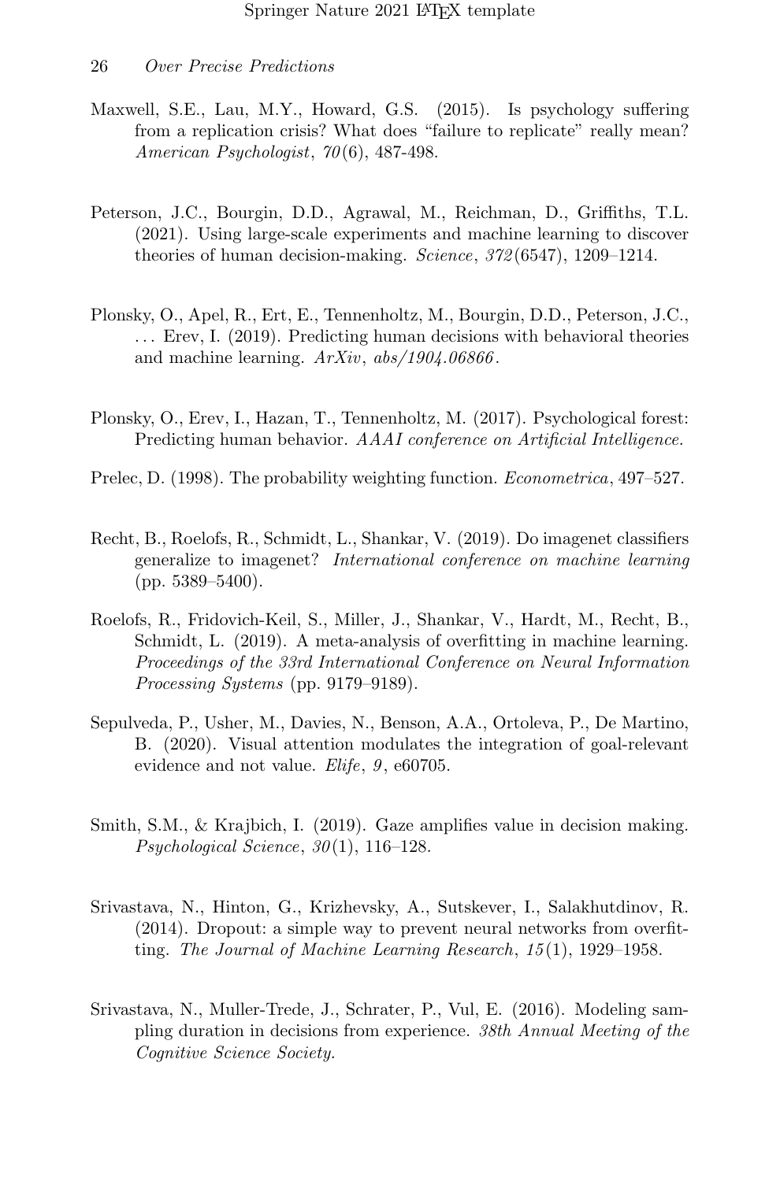Maxwell, S.E., Lau, M.Y., Howard, G.S. (2015). Is psychology suffering from a replication crisis? What does "failure to replicate" really mean? *American Psychologist*, *70*(6), 487-498.

Peterson, J.C., Bourgin, D.D., Agrawal, M., Reichman, D., Griffiths, T.L. (2021). Using large-scale experiments and machine learning to discover theories of human decision-making. *Science*, *372*(6547), 1209–1214.

Plonsky, O., Apel, R., Ert, E., Tennenholtz, M., Bourgin, D.D., Peterson, J.C., ... Erev, I. (2019). Predicting human decisions with behavioral theories and machine learning. *ArXiv*, *abs/1904.06866*.

Plonsky, O., Erev, I., Hazan, T., Tennenholtz, M. (2017). Psychological forest: Predicting human behavior. *AAAI conference on Artificial Intelligence.*

Prelec, D. (1998). The probability weighting function. *Econometrica*, 497–527.

Recht, B., Roelofs, R., Schmidt, L., Shankar, V. (2019). Do imagenet classifiers generalize to imagenet? *International conference on machine learning* (pp. 5389–5400).

Roelofs, R., Fridovich-Keil, S., Miller, J., Shankar, V., Hardt, M., Recht, B., Schmidt, L. (2019). A meta-analysis of overfitting in machine learning. *Proceedings of the 33rd International Conference on Neural Information Processing Systems* (pp. 9179–9189).

Sepulveda, P., Usher, M., Davies, N., Benson, A.A., Ortoleva, P., De Martino, B. (2020). Visual attention modulates the integration of goal-relevant evidence and not value. *Elife*, *9*, e60705.

Smith, S.M., & Krajbich, I. (2019). Gaze amplifies value in decision making. *Psychological Science*, *30*(1), 116–128.

Srivastava, N., Hinton, G., Krizhevsky, A., Sutskever, I., Salakhutdinov, R. (2014). Dropout: a simple way to prevent neural networks from overfitting. *The Journal of Machine Learning Research*, *15*(1), 1929–1958.

Srivastava, N., Muller-Trede, J., Schrater, P., Vul, E. (2016). Modeling sampling duration in decisions from experience. *38th Annual Meeting of the Cognitive Science Society.*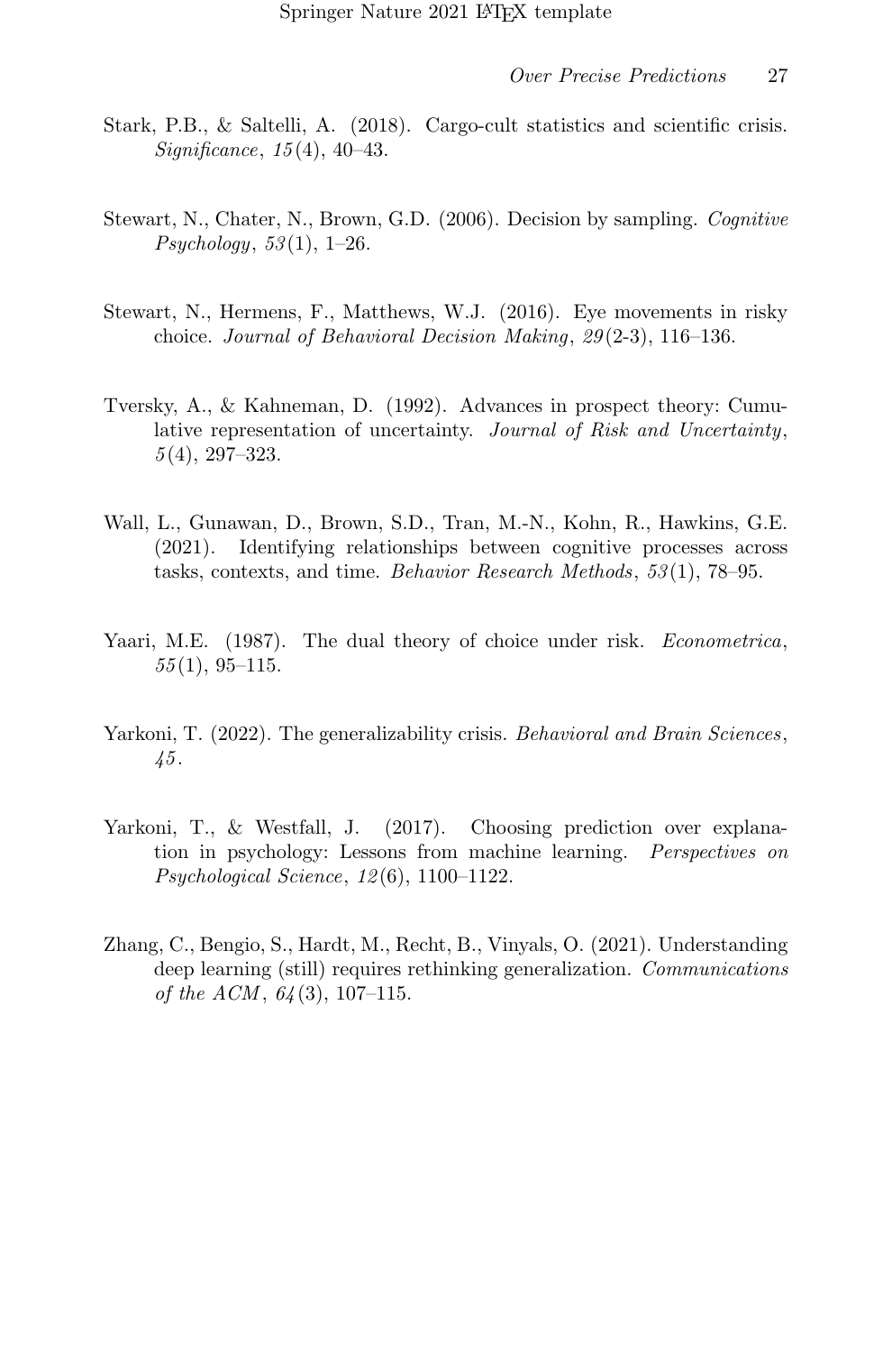Stark, P.B., & Saltelli, A. (2018). Cargo-cult statistics and scientific crisis. *Significance*, *15*(4), 40–43.

Stewart, N., Chater, N., Brown, G.D. (2006). Decision by sampling. *Cognitive Psychology*, *53*(1), 1–26.

Stewart, N., Hermens, F., Matthews, W.J. (2016). Eye movements in risky choice. *Journal of Behavioral Decision Making*, *29*(2-3), 116–136.

Tversky, A., & Kahneman, D. (1992). Advances in prospect theory: Cumulative representation of uncertainty. *Journal of Risk and Uncertainty*, *5*(4), 297–323.

Wall, L., Gunawan, D., Brown, S.D., Tran, M.-N., Kohn, R., Hawkins, G.E. (2021). Identifying relationships between cognitive processes across tasks, contexts, and time. *Behavior Research Methods*, *53*(1), 78–95.

Yaari, M.E. (1987). The dual theory of choice under risk. *Econometrica*, *55*(1), 95–115.

Yarkoni, T. (2022). The generalizability crisis. *Behavioral and Brain Sciences*, *45*.

Yarkoni, T., & Westfall, J. (2017). Choosing prediction over explanation in psychology: Lessons from machine learning. *Perspectives on Psychological Science*, *12*(6), 1100–1122.

Zhang, C., Bengio, S., Hardt, M., Recht, B., Vinyals, O. (2021). Understanding deep learning (still) requires rethinking generalization. *Communications of the ACM*, *64*(3), 107–115.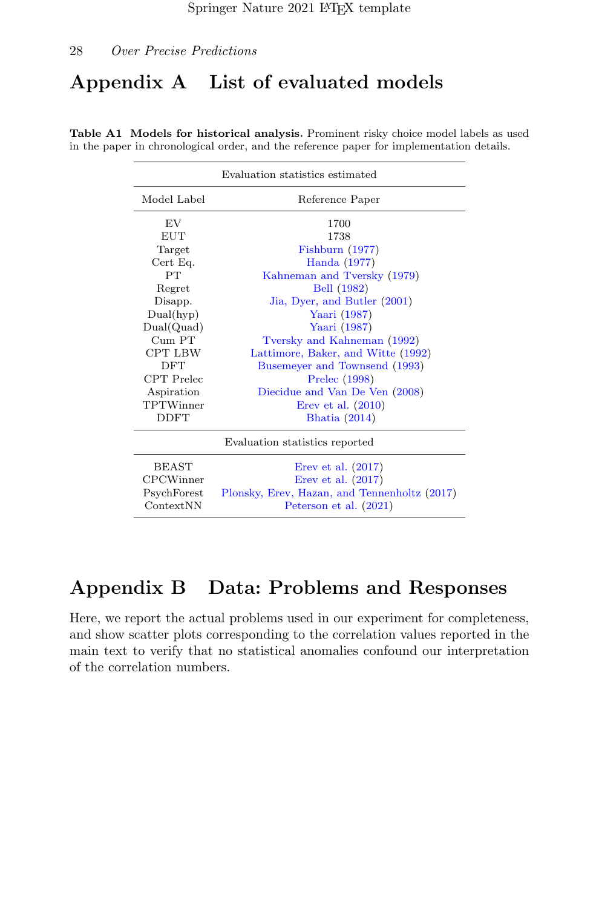# Appendix A List of evaluated models

**Table A1 Models for historical analysis.** Prominent risky choice model labels as used in the paper in chronological order, and the reference paper for implementation details.

| Model Label | Reference Paper |
|---|---|
| *Evaluation statistics estimated* | |
| EV | 1700 |
| EUT | 1738 |
| Target | Fishburn (1977) |
| Cert Eq. | Handa (1977) |
| PT | Kahneman and Tversky (1979) |
| Regret | Bell (1982) |
| Disapp. | Jia, Dyer, and Butler (2001) |
| Dual(hyp) | Yaari (1987) |
| Dual(Quad) | Yaari (1987) |
| Cum PT | Tversky and Kahneman (1992) |
| CPT LBW | Lattimore, Baker, and Witte (1992) |
| DFT | Busemeyer and Townsend (1993) |
| CPT Prelec | Prelec (1998) |
| Aspiration | Diecidue and Van De Ven (2008) |
| TPTWinner | Erev et al. (2010) |
| DDFT | Bhatia (2014) |
| *Evaluation statistics reported* | |
| BEAST | Erev et al. (2017) |
| CPCWinner | Erev et al. (2017) |
| PsychForest | Plonsky, Erev, Hazan, and Tennenholtz (2017) |
| ContextNN | Peterson et al. (2021) |

# Appendix B Data: Problems and Responses

Here, we report the actual problems used in our experiment for completeness, and show scatter plots corresponding to the correlation values reported in the main text to verify that no statistical anomalies confound our interpretation of the correlation numbers.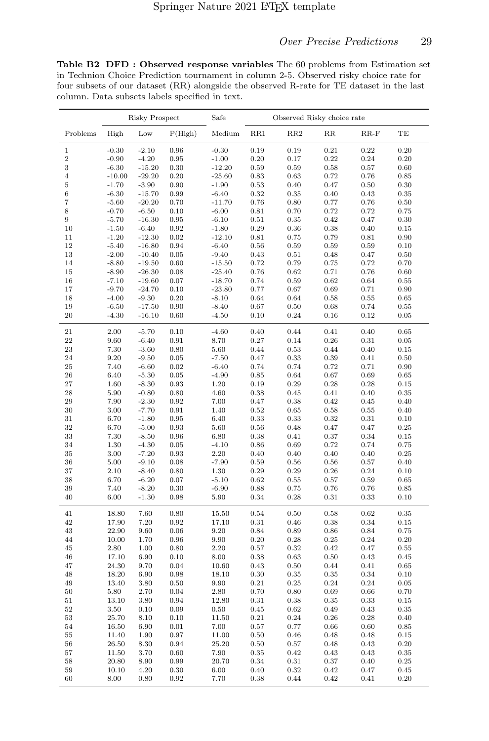**Table B2 DFD : Observed response variables** The 60 problems from Estimation set in Technion Choice Prediction tournament in column 2-5. Observed risky choice rate for four subsets of our dataset (RR) alongside the observed R-rate for TE dataset in the last column. Data subsets labels specified in text.

| | Risky Prospect | | | Safe | Observed Risky choice rate | | | | |
|---|---|---|---|---|---|---|---|---|---|
| Problems | High | Low | P(High) | Medium | RR1 | RR2 | RR | RR-F | TE |
| 1 | -0.30 | -2.10 | 0.96 | -0.30 | 0.19 | 0.19 | 0.21 | 0.22 | 0.20 |
| 2 | -0.90 | -4.20 | 0.95 | -1.00 | 0.20 | 0.17 | 0.22 | 0.24 | 0.20 |
| 3 | -6.30 | -15.20 | 0.30 | -12.20 | 0.59 | 0.59 | 0.58 | 0.57 | 0.60 |
| 4 | -10.00 | -29.20 | 0.20 | -25.60 | 0.83 | 0.63 | 0.72 | 0.76 | 0.85 |
| 5 | -1.70 | -3.90 | 0.90 | -1.90 | 0.53 | 0.40 | 0.47 | 0.50 | 0.30 |
| 6 | -6.30 | -15.70 | 0.99 | -6.40 | 0.32 | 0.35 | 0.40 | 0.43 | 0.35 |
| 7 | -5.60 | -20.20 | 0.70 | -11.70 | 0.76 | 0.80 | 0.77 | 0.76 | 0.50 |
| 8 | -0.70 | -6.50 | 0.10 | -6.00 | 0.81 | 0.70 | 0.72 | 0.72 | 0.75 |
| 9 | -5.70 | -16.30 | 0.95 | -6.10 | 0.51 | 0.35 | 0.42 | 0.47 | 0.30 |
| 10 | -1.50 | -6.40 | 0.92 | -1.80 | 0.29 | 0.36 | 0.38 | 0.40 | 0.15 |
| 11 | -1.20 | -12.30 | 0.02 | -12.10 | 0.81 | 0.75 | 0.79 | 0.81 | 0.90 |
| 12 | -5.40 | -16.80 | 0.94 | -6.40 | 0.56 | 0.59 | 0.59 | 0.59 | 0.10 |
| 13 | -2.00 | -10.40 | 0.05 | -9.40 | 0.43 | 0.51 | 0.48 | 0.47 | 0.50 |
| 14 | -8.80 | -19.50 | 0.60 | -15.50 | 0.72 | 0.79 | 0.75 | 0.72 | 0.70 |
| 15 | -8.90 | -26.30 | 0.08 | -25.40 | 0.76 | 0.62 | 0.71 | 0.76 | 0.60 |
| 16 | -7.10 | -19.60 | 0.07 | -18.70 | 0.74 | 0.59 | 0.62 | 0.64 | 0.55 |
| 17 | -9.70 | -24.70 | 0.10 | -23.80 | 0.77 | 0.67 | 0.69 | 0.71 | 0.90 |
| 18 | -4.00 | -9.30 | 0.20 | -8.10 | 0.64 | 0.64 | 0.58 | 0.55 | 0.65 |
| 19 | -6.50 | -17.50 | 0.90 | -8.40 | 0.67 | 0.50 | 0.68 | 0.74 | 0.55 |
| 20 | -4.30 | -16.10 | 0.60 | -4.50 | 0.10 | 0.24 | 0.16 | 0.12 | 0.05 |
| 21 | 2.00 | -5.70 | 0.10 | -4.60 | 0.40 | 0.44 | 0.41 | 0.40 | 0.65 |
| 22 | 9.60 | -6.40 | 0.91 | 8.70 | 0.27 | 0.14 | 0.26 | 0.31 | 0.05 |
| 23 | 7.30 | -3.60 | 0.80 | 5.60 | 0.44 | 0.53 | 0.44 | 0.40 | 0.15 |
| 24 | 9.20 | -9.50 | 0.05 | -7.50 | 0.47 | 0.33 | 0.39 | 0.41 | 0.50 |
| 25 | 7.40 | -6.60 | 0.02 | -6.40 | 0.74 | 0.74 | 0.72 | 0.71 | 0.90 |
| 26 | 6.40 | -5.30 | 0.05 | -4.90 | 0.85 | 0.64 | 0.67 | 0.69 | 0.65 |
| 27 | 1.60 | -8.30 | 0.93 | 1.20 | 0.19 | 0.29 | 0.28 | 0.28 | 0.15 |
| 28 | 5.90 | -0.80 | 0.80 | 4.60 | 0.38 | 0.45 | 0.41 | 0.40 | 0.35 |
| 29 | 7.90 | -2.30 | 0.92 | 7.00 | 0.47 | 0.38 | 0.42 | 0.45 | 0.40 |
| 30 | 3.00 | -7.70 | 0.91 | 1.40 | 0.52 | 0.65 | 0.58 | 0.55 | 0.40 |
| 31 | 6.70 | -1.80 | 0.95 | 6.40 | 0.33 | 0.33 | 0.32 | 0.31 | 0.10 |
| 32 | 6.70 | -5.00 | 0.93 | 5.60 | 0.56 | 0.48 | 0.47 | 0.47 | 0.25 |
| 33 | 7.30 | -8.50 | 0.96 | 6.80 | 0.38 | 0.41 | 0.37 | 0.34 | 0.15 |
| 34 | 1.30 | -4.30 | 0.05 | -4.10 | 0.86 | 0.69 | 0.72 | 0.74 | 0.75 |
| 35 | 3.00 | -7.20 | 0.93 | 2.20 | 0.40 | 0.40 | 0.40 | 0.40 | 0.25 |
| 36 | 5.00 | -9.10 | 0.08 | -7.90 | 0.59 | 0.56 | 0.56 | 0.57 | 0.40 |
| 37 | 2.10 | -8.40 | 0.80 | 1.30 | 0.29 | 0.29 | 0.26 | 0.24 | 0.10 |
| 38 | 6.70 | -6.20 | 0.07 | -5.10 | 0.62 | 0.55 | 0.57 | 0.59 | 0.65 |
| 39 | 7.40 | -8.20 | 0.30 | -6.90 | 0.88 | 0.75 | 0.76 | 0.76 | 0.85 |
| 40 | 6.00 | -1.30 | 0.98 | 5.90 | 0.34 | 0.28 | 0.31 | 0.33 | 0.10 |
| 41 | 18.80 | 7.60 | 0.80 | 15.50 | 0.54 | 0.50 | 0.58 | 0.62 | 0.35 |
| 42 | 17.90 | 7.20 | 0.92 | 17.10 | 0.31 | 0.46 | 0.38 | 0.34 | 0.15 |
| 43 | 22.90 | 9.60 | 0.06 | 9.20 | 0.84 | 0.89 | 0.86 | 0.84 | 0.75 |
| 44 | 10.00 | 1.70 | 0.96 | 9.90 | 0.20 | 0.28 | 0.25 | 0.24 | 0.20 |
| 45 | 2.80 | 1.00 | 0.80 | 2.20 | 0.57 | 0.32 | 0.42 | 0.47 | 0.55 |
| 46 | 17.10 | 6.90 | 0.10 | 8.00 | 0.38 | 0.63 | 0.50 | 0.43 | 0.45 |
| 47 | 24.30 | 9.70 | 0.04 | 10.60 | 0.43 | 0.50 | 0.44 | 0.41 | 0.65 |
| 48 | 18.20 | 6.90 | 0.98 | 18.10 | 0.30 | 0.35 | 0.35 | 0.34 | 0.10 |
| 49 | 13.40 | 3.80 | 0.50 | 9.90 | 0.21 | 0.25 | 0.24 | 0.24 | 0.05 |
| 50 | 5.80 | 2.70 | 0.04 | 2.80 | 0.70 | 0.80 | 0.69 | 0.66 | 0.70 |
| 51 | 13.10 | 3.80 | 0.94 | 12.80 | 0.31 | 0.38 | 0.35 | 0.33 | 0.15 |
| 52 | 3.50 | 0.10 | 0.09 | 0.50 | 0.45 | 0.62 | 0.49 | 0.43 | 0.35 |
| 53 | 25.70 | 8.10 | 0.10 | 11.50 | 0.21 | 0.24 | 0.26 | 0.28 | 0.40 |
| 54 | 16.50 | 6.90 | 0.01 | 7.00 | 0.57 | 0.77 | 0.66 | 0.60 | 0.85 |
| 55 | 11.40 | 1.90 | 0.97 | 11.00 | 0.50 | 0.46 | 0.48 | 0.48 | 0.15 |
| 56 | 26.50 | 8.30 | 0.94 | 25.20 | 0.50 | 0.57 | 0.48 | 0.43 | 0.20 |
| 57 | 11.50 | 3.70 | 0.60 | 7.90 | 0.35 | 0.42 | 0.43 | 0.43 | 0.35 |
| 58 | 20.80 | 8.90 | 0.99 | 20.70 | 0.34 | 0.31 | 0.37 | 0.40 | 0.25 |
| 59 | 10.10 | 4.20 | 0.30 | 6.00 | 0.40 | 0.32 | 0.42 | 0.47 | 0.45 |
| 60 | 8.00 | 0.80 | 0.92 | 7.70 | 0.38 | 0.44 | 0.42 | 0.41 | 0.20 |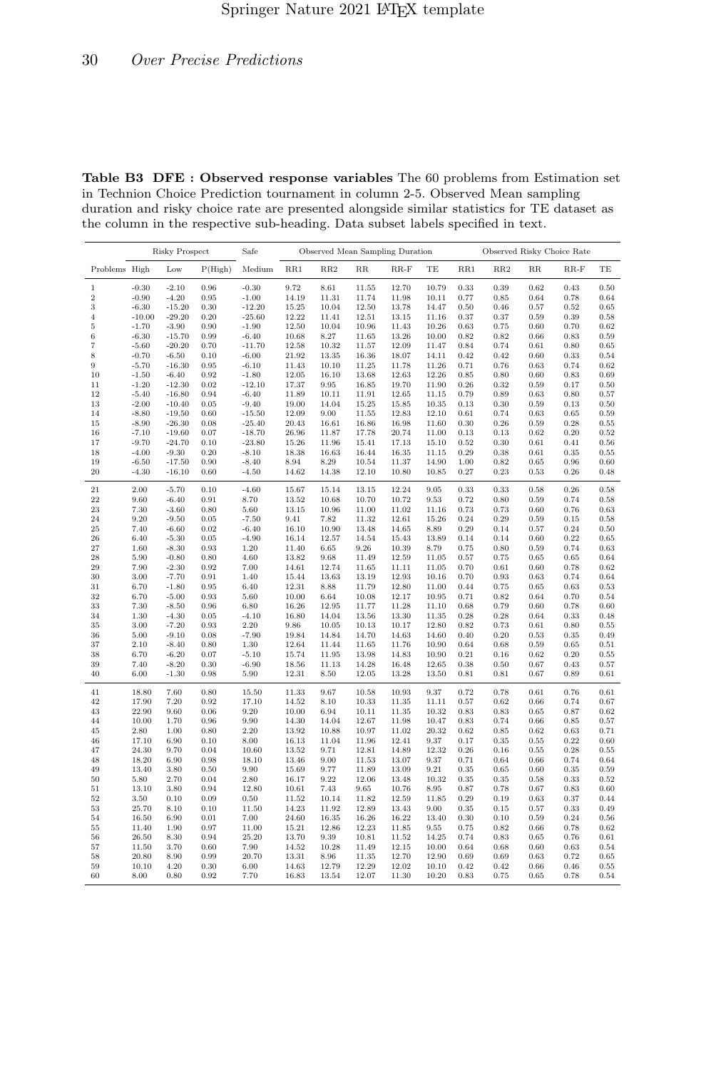**Table B3 DFE : Observed response variables** The 60 problems from Estimation set in Technion Choice Prediction tournament in column 2-5. Observed Mean sampling duration and risky choice rate are presented alongside similar statistics for TE dataset as the column in the respective sub-heading. Data subset labels specified in text.

| | Risky Prospect | | | Safe | Observed Mean Sampling Duration | | | | | Observed Risky Choice Rate | | | | |
|---|---|---|---|---|---|---|---|---|---|---|---|---|---|---|
| Problems | High | Low | P(High) | Medium | RR1 | RR2 | RR | RR-F | TE | RR1 | RR2 | RR | RR-F | TE |
| 1 | -0.30 | -2.10 | 0.96 | -0.30 | 9.72 | 8.61 | 11.55 | 12.70 | 10.79 | 0.33 | 0.39 | 0.62 | 0.43 | 0.50 |
| 2 | -0.90 | -4.20 | 0.95 | -1.00 | 14.19 | 11.31 | 11.74 | 11.98 | 10.11 | 0.77 | 0.85 | 0.64 | 0.78 | 0.64 |
| 3 | -6.30 | -15.20 | 0.30 | -12.20 | 15.25 | 10.04 | 12.50 | 13.78 | 14.47 | 0.50 | 0.46 | 0.57 | 0.52 | 0.65 |
| 4 | -10.00 | -29.20 | 0.20 | -25.60 | 12.22 | 11.41 | 12.51 | 13.15 | 11.16 | 0.37 | 0.37 | 0.59 | 0.39 | 0.58 |
| 5 | -1.70 | -3.90 | 0.90 | -1.90 | 12.50 | 10.04 | 10.96 | 11.43 | 10.26 | 0.63 | 0.75 | 0.60 | 0.70 | 0.62 |
| 6 | -6.30 | -15.70 | 0.99 | -6.40 | 10.68 | 8.27 | 11.65 | 13.26 | 10.00 | 0.82 | 0.82 | 0.66 | 0.83 | 0.59 |
| 7 | -5.60 | -20.20 | 0.70 | -11.70 | 12.58 | 10.32 | 11.57 | 12.09 | 11.47 | 0.84 | 0.74 | 0.61 | 0.80 | 0.65 |
| 8 | -0.70 | -6.50 | 0.10 | -6.00 | 21.92 | 13.35 | 16.36 | 18.07 | 14.11 | 0.42 | 0.42 | 0.60 | 0.33 | 0.54 |
| 9 | -5.70 | -16.30 | 0.95 | -6.10 | 11.43 | 10.10 | 11.25 | 11.78 | 11.26 | 0.71 | 0.76 | 0.63 | 0.74 | 0.62 |
| 10 | -1.50 | -6.40 | 0.92 | -1.80 | 12.05 | 16.10 | 13.68 | 12.63 | 12.26 | 0.85 | 0.80 | 0.60 | 0.83 | 0.69 |
| 11 | -1.20 | -12.30 | 0.02 | -12.10 | 17.37 | 9.95 | 16.85 | 19.70 | 11.90 | 0.26 | 0.32 | 0.59 | 0.17 | 0.50 |
| 12 | -5.40 | -16.80 | 0.94 | -6.40 | 11.89 | 10.11 | 11.91 | 12.65 | 11.15 | 0.79 | 0.89 | 0.63 | 0.80 | 0.57 |
| 13 | -2.00 | -10.40 | 0.05 | -9.40 | 19.00 | 14.04 | 15.25 | 15.85 | 10.35 | 0.13 | 0.30 | 0.59 | 0.13 | 0.50 |
| 14 | -8.80 | -19.50 | 0.60 | -15.50 | 12.09 | 9.00 | 11.55 | 12.83 | 12.10 | 0.61 | 0.74 | 0.63 | 0.65 | 0.59 |
| 15 | -8.90 | -26.30 | 0.08 | -25.40 | 20.43 | 16.61 | 16.86 | 16.98 | 11.60 | 0.30 | 0.26 | 0.59 | 0.28 | 0.55 |
| 16 | -7.10 | -19.60 | 0.07 | -18.70 | 26.96 | 11.87 | 17.78 | 20.74 | 11.00 | 0.13 | 0.13 | 0.62 | 0.20 | 0.52 |
| 17 | -9.70 | -24.70 | 0.10 | -23.80 | 15.26 | 11.96 | 15.41 | 17.13 | 15.10 | 0.52 | 0.30 | 0.61 | 0.41 | 0.56 |
| 18 | -4.00 | -9.30 | 0.20 | -8.10 | 18.38 | 16.63 | 16.44 | 16.35 | 11.15 | 0.29 | 0.38 | 0.61 | 0.35 | 0.55 |
| 19 | -6.50 | -17.50 | 0.90 | -8.40 | 8.94 | 8.29 | 10.54 | 11.37 | 14.90 | 1.00 | 0.82 | 0.65 | 0.96 | 0.60 |
| 20 | -4.30 | -16.10 | 0.60 | -4.50 | 14.62 | 14.38 | 12.10 | 10.80 | 10.85 | 0.27 | 0.23 | 0.53 | 0.26 | 0.48 |
| 21 | 2.00 | -5.70 | 0.10 | -4.60 | 15.67 | 15.14 | 13.15 | 12.24 | 9.05 | 0.33 | 0.33 | 0.58 | 0.26 | 0.58 |
| 22 | 9.60 | -6.40 | 0.91 | 8.70 | 13.52 | 10.68 | 10.70 | 10.72 | 9.53 | 0.72 | 0.80 | 0.59 | 0.74 | 0.58 |
| 23 | 7.30 | -3.60 | 0.80 | 5.60 | 13.15 | 10.96 | 11.00 | 11.02 | 11.16 | 0.73 | 0.73 | 0.60 | 0.76 | 0.63 |
| 24 | 9.20 | -9.50 | 0.05 | -7.50 | 9.41 | 7.82 | 11.32 | 12.61 | 15.26 | 0.24 | 0.29 | 0.59 | 0.15 | 0.58 |
| 25 | 7.40 | -6.60 | 0.02 | -6.40 | 16.10 | 10.90 | 13.48 | 14.65 | 8.89 | 0.29 | 0.14 | 0.57 | 0.24 | 0.50 |
| 26 | 6.40 | -5.30 | 0.05 | -4.90 | 16.14 | 12.57 | 14.54 | 15.43 | 13.89 | 0.14 | 0.14 | 0.60 | 0.22 | 0.65 |
| 27 | 1.60 | -8.30 | 0.93 | 1.20 | 11.40 | 6.65 | 9.26 | 10.39 | 8.79 | 0.75 | 0.80 | 0.59 | 0.74 | 0.63 |
| 28 | 5.90 | -0.80 | 0.80 | 4.60 | 13.82 | 9.68 | 11.49 | 12.59 | 11.05 | 0.57 | 0.75 | 0.65 | 0.65 | 0.64 |
| 29 | 7.90 | -2.30 | 0.92 | 7.00 | 14.61 | 12.74 | 11.65 | 11.11 | 11.05 | 0.70 | 0.61 | 0.60 | 0.78 | 0.62 |
| 30 | 3.00 | -7.70 | 0.91 | 1.40 | 15.44 | 13.63 | 13.19 | 12.93 | 10.16 | 0.70 | 0.93 | 0.63 | 0.74 | 0.64 |
| 31 | 6.70 | -1.80 | 0.95 | 6.40 | 12.31 | 8.88 | 11.79 | 12.80 | 11.00 | 0.44 | 0.75 | 0.65 | 0.63 | 0.53 |
| 32 | 6.70 | -5.00 | 0.93 | 5.60 | 10.00 | 6.64 | 10.08 | 12.17 | 10.95 | 0.71 | 0.82 | 0.64 | 0.70 | 0.54 |
| 33 | 7.30 | -8.50 | 0.96 | 6.80 | 16.26 | 12.95 | 11.77 | 11.28 | 11.10 | 0.68 | 0.79 | 0.60 | 0.78 | 0.60 |
| 34 | 1.30 | -4.30 | 0.05 | -4.10 | 16.80 | 14.04 | 13.56 | 13.30 | 11.35 | 0.28 | 0.28 | 0.64 | 0.33 | 0.48 |
| 35 | 3.00 | -7.20 | 0.93 | 2.20 | 9.86 | 10.05 | 10.13 | 10.17 | 12.80 | 0.82 | 0.73 | 0.61 | 0.80 | 0.55 |
| 36 | 5.00 | -9.10 | 0.08 | -7.90 | 19.84 | 14.84 | 14.70 | 14.63 | 14.60 | 0.40 | 0.20 | 0.53 | 0.35 | 0.49 |
| 37 | 2.10 | -8.40 | 0.80 | 1.30 | 12.64 | 11.44 | 11.65 | 11.76 | 10.90 | 0.64 | 0.68 | 0.59 | 0.65 | 0.51 |
| 38 | 6.70 | -6.20 | 0.07 | -5.10 | 15.74 | 11.95 | 13.98 | 14.83 | 10.90 | 0.21 | 0.16 | 0.62 | 0.20 | 0.55 |
| 39 | 7.40 | -8.20 | 0.30 | -6.90 | 18.56 | 11.13 | 14.28 | 16.48 | 12.65 | 0.38 | 0.50 | 0.67 | 0.43 | 0.57 |
| 40 | 6.00 | -1.30 | 0.98 | 5.90 | 12.31 | 8.50 | 12.05 | 13.28 | 13.50 | 0.81 | 0.81 | 0.67 | 0.89 | 0.61 |
| 41 | 18.80 | 7.60 | 0.80 | 15.50 | 11.33 | 9.67 | 10.58 | 10.93 | 9.37 | 0.72 | 0.78 | 0.61 | 0.76 | 0.61 |
| 42 | 17.90 | 7.20 | 0.92 | 17.10 | 14.52 | 8.10 | 10.33 | 11.35 | 11.11 | 0.57 | 0.62 | 0.66 | 0.74 | 0.67 |
| 43 | 22.90 | 9.60 | 0.06 | 9.20 | 10.00 | 6.94 | 10.11 | 11.35 | 10.32 | 0.83 | 0.83 | 0.65 | 0.87 | 0.62 |
| 44 | 10.00 | 1.70 | 0.96 | 9.90 | 14.30 | 14.04 | 12.67 | 11.98 | 10.47 | 0.83 | 0.74 | 0.66 | 0.85 | 0.57 |
| 45 | 2.80 | 1.00 | 0.80 | 2.20 | 13.92 | 10.88 | 10.97 | 11.02 | 20.32 | 0.62 | 0.85 | 0.62 | 0.63 | 0.71 |
| 46 | 17.10 | 6.90 | 0.10 | 8.00 | 16.13 | 11.04 | 11.96 | 12.41 | 9.37 | 0.17 | 0.35 | 0.55 | 0.22 | 0.60 |
| 47 | 24.30 | 9.70 | 0.04 | 10.60 | 13.52 | 9.71 | 12.81 | 14.89 | 12.32 | 0.26 | 0.16 | 0.55 | 0.28 | 0.55 |
| 48 | 18.20 | 6.90 | 0.98 | 18.10 | 13.46 | 9.00 | 11.53 | 13.07 | 9.37 | 0.71 | 0.64 | 0.66 | 0.74 | 0.64 |
| 49 | 13.40 | 3.80 | 0.50 | 9.90 | 15.69 | 9.77 | 11.89 | 13.09 | 9.21 | 0.35 | 0.65 | 0.60 | 0.35 | 0.59 |
| 50 | 5.80 | 2.70 | 0.04 | 2.80 | 16.17 | 9.22 | 12.06 | 13.48 | 10.32 | 0.35 | 0.35 | 0.58 | 0.33 | 0.52 |
| 51 | 13.10 | 3.80 | 0.94 | 12.80 | 10.61 | 7.43 | 9.65 | 10.76 | 8.95 | 0.87 | 0.78 | 0.67 | 0.83 | 0.60 |
| 52 | 3.50 | 0.10 | 0.09 | 0.50 | 11.52 | 10.14 | 11.82 | 12.59 | 11.85 | 0.29 | 0.19 | 0.63 | 0.37 | 0.44 |
| 53 | 25.70 | 8.10 | 0.10 | 11.50 | 14.23 | 11.92 | 12.89 | 13.43 | 9.00 | 0.35 | 0.15 | 0.57 | 0.33 | 0.49 |
| 54 | 16.50 | 6.90 | 0.01 | 7.00 | 24.60 | 16.35 | 16.26 | 16.22 | 13.40 | 0.30 | 0.10 | 0.59 | 0.24 | 0.56 |
| 55 | 11.40 | 1.90 | 0.97 | 11.00 | 15.21 | 12.86 | 12.23 | 11.85 | 9.55 | 0.75 | 0.82 | 0.66 | 0.78 | 0.62 |
| 56 | 26.50 | 8.30 | 0.94 | 25.20 | 13.70 | 9.39 | 10.81 | 11.52 | 14.25 | 0.74 | 0.83 | 0.65 | 0.76 | 0.61 |
| 57 | 11.50 | 3.70 | 0.60 | 7.90 | 14.52 | 10.28 | 11.49 | 12.15 | 10.00 | 0.64 | 0.68 | 0.60 | 0.63 | 0.54 |
| 58 | 20.80 | 8.90 | 0.99 | 20.70 | 13.31 | 8.96 | 11.35 | 12.70 | 12.90 | 0.69 | 0.69 | 0.63 | 0.72 | 0.65 |
| 59 | 10.10 | 4.20 | 0.30 | 6.00 | 14.63 | 12.79 | 12.29 | 12.02 | 10.10 | 0.42 | 0.42 | 0.66 | 0.46 | 0.55 |
| 60 | 8.00 | 0.80 | 0.92 | 7.70 | 16.83 | 13.54 | 12.07 | 11.30 | 10.20 | 0.83 | 0.75 | 0.65 | 0.78 | 0.54 |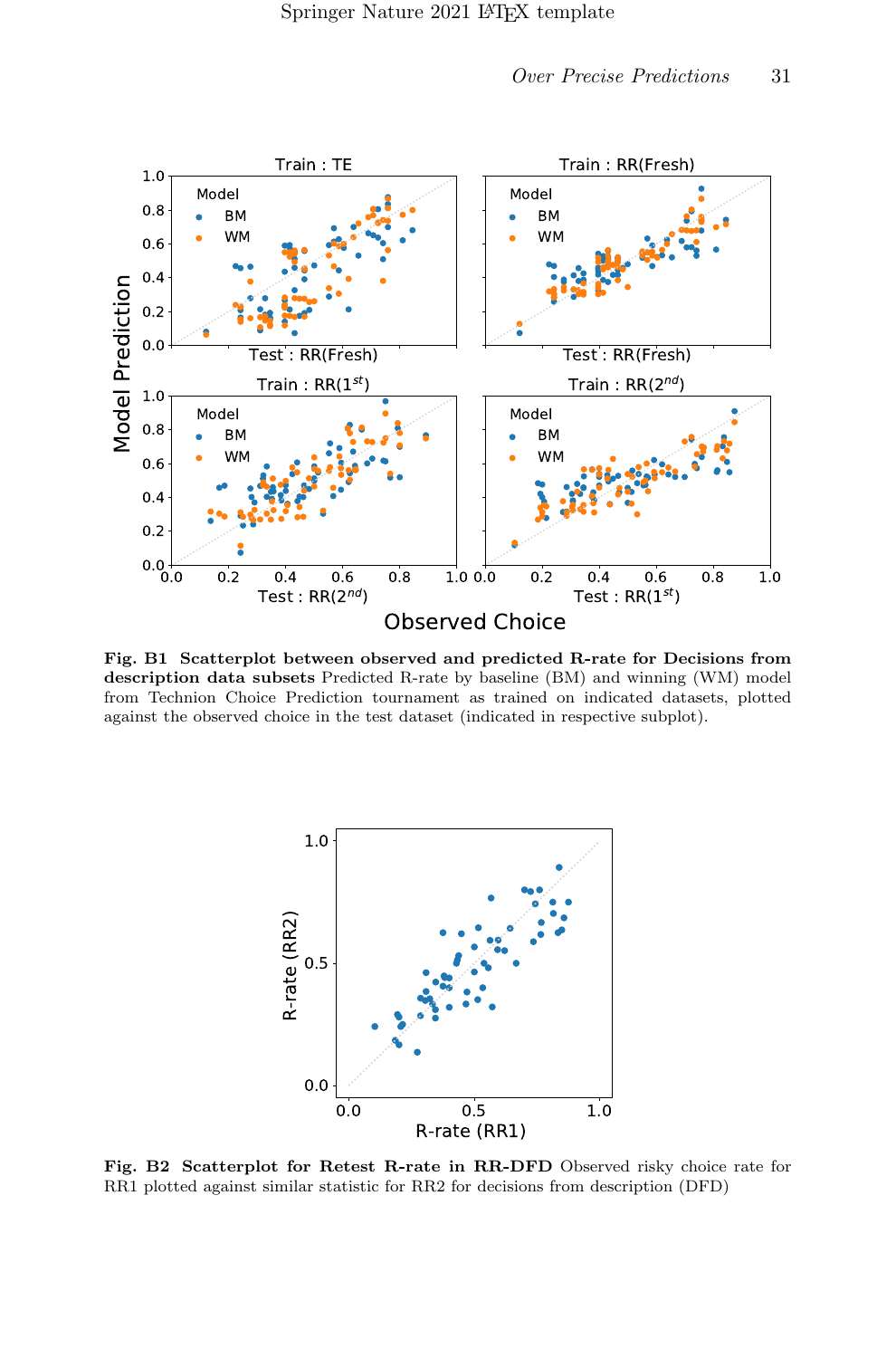Train : TE

Model

BM

WM

Train : RR(Fresh)

Model

BM

WM

Test : RR(Fresh)

Test : RR(Fresh)

Train : RR($1^{st}$)

Model

BM

WM

Train : RR($2^{nd}$)

Model

BM

WM

Test : RR($2^{nd}$)

Test : RR($1^{st}$)

Model Prediction

Observed Choice

0.0 0.2 0.4 0.6 0.8 1.0

**Fig. B1 Scatterplot between observed and predicted R-rate for Decisions from description data subsets** Predicted R-rate by baseline (BM) and winning (WM) model from Technion Choice Prediction tournament as trained on indicated datasets, plotted against the observed choice in the test dataset (indicated in respective subplot).

R-rate (RR2)

R-rate (RR1)

0.0 0.5 1.0

**Fig. B2 Scatterplot for Retest R-rate in RR-DFD** Observed risky choice rate for RR1 plotted against similar statistic for RR2 for decisions from description (DFD)